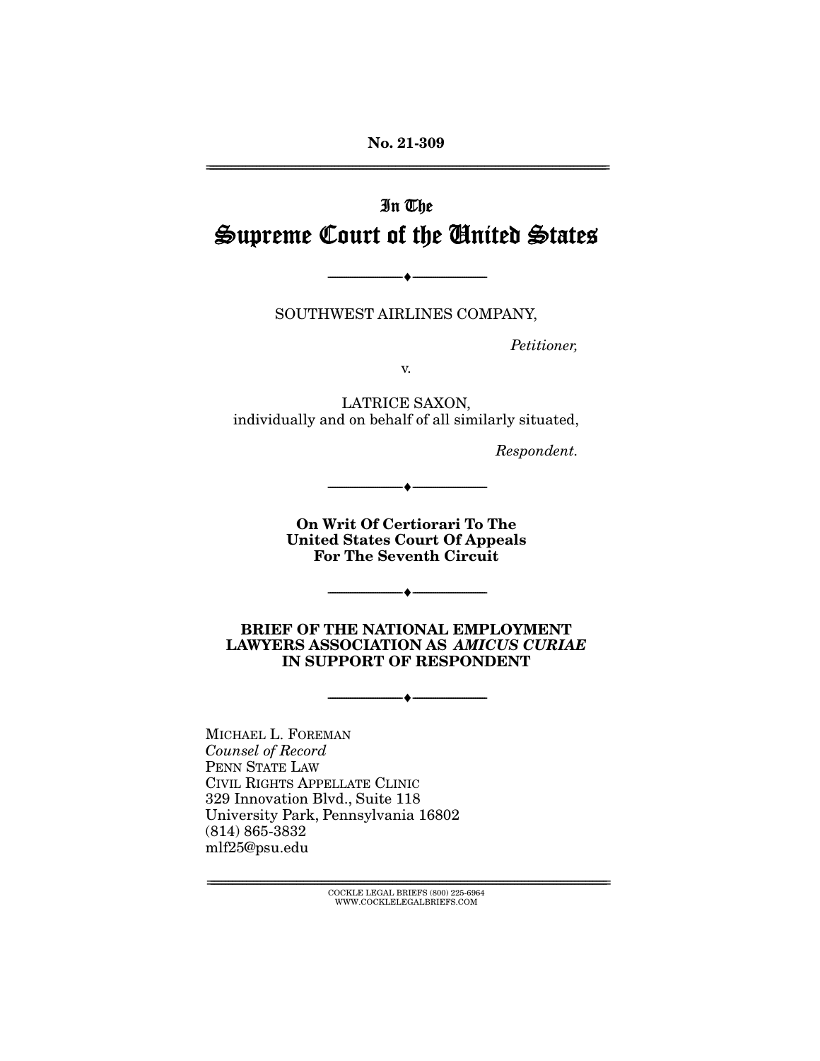No. 21-309

# In The Supreme Court of the United States

---

SOUTHWEST AIRLINES COMPANY,

*Petitioner,*

v.

LATRICE SAXON,
individually and on behalf of all similarly situated,

*Respondent.*

---

**On Writ Of Certiorari To The United States Court Of Appeals For The Seventh Circuit**

---

## BRIEF OF THE NATIONAL EMPLOYMENT LAWYERS ASSOCIATION AS *AMICUS CURIAE* IN SUPPORT OF RESPONDENT

---

MICHAEL L. FOREMAN
*Counsel of Record*
PENN STATE LAW
CIVIL RIGHTS APPELLATE CLINIC
329 Innovation Blvd., Suite 118
University Park, Pennsylvania 16802
(814) 865-3832
mlf25@psu.edu

COCKLE LEGAL BRIEFS (800) 225-6964
WWW.COCKLELEGALBRIEFS.COM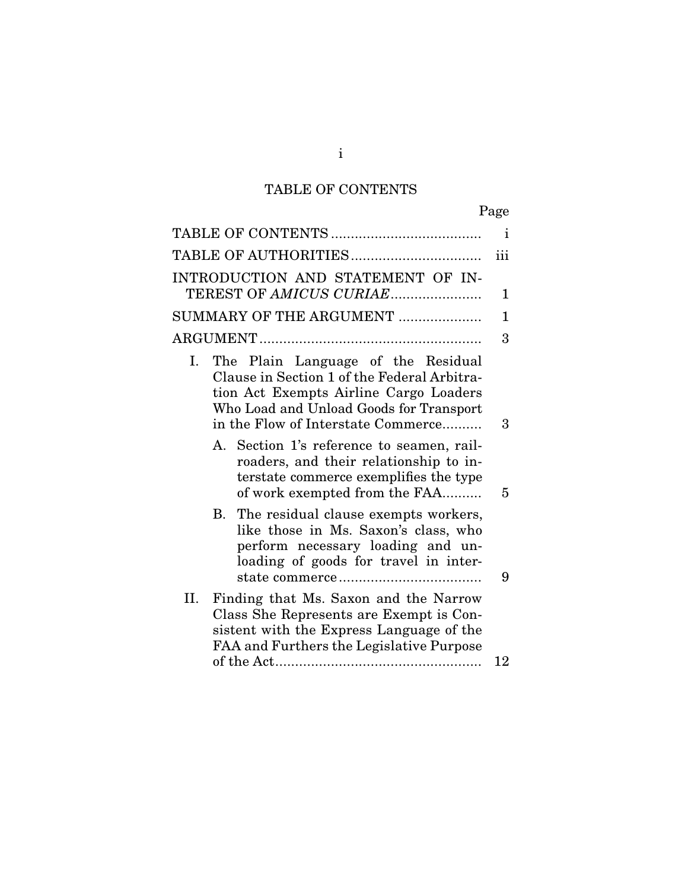# TABLE OF CONTENTS

| | Page |
|---|---|
| TABLE OF CONTENTS | i |
| TABLE OF AUTHORITIES | iii |
| INTRODUCTION AND STATEMENT OF INTEREST OF *AMICUS CURIAE* | 1 |
| SUMMARY OF THE ARGUMENT | 1 |
| ARGUMENT | 3 |
| I. The Plain Language of the Residual Clause in Section 1 of the Federal Arbitration Act Exempts Airline Cargo Loaders Who Load and Unload Goods for Transport in the Flow of Interstate Commerce | 3 |
| A. Section 1's reference to seamen, railroaders, and their relationship to interstate commerce exemplifies the type of work exempted from the FAA | 5 |
| B. The residual clause exempts workers, like those in Ms. Saxon's class, who perform necessary loading and unloading of goods for travel in interstate commerce | 9 |
| II. Finding that Ms. Saxon and the Narrow Class She Represents are Exempt is Consistent with the Express Language of the FAA and Furthers the Legislative Purpose of the Act | 12 |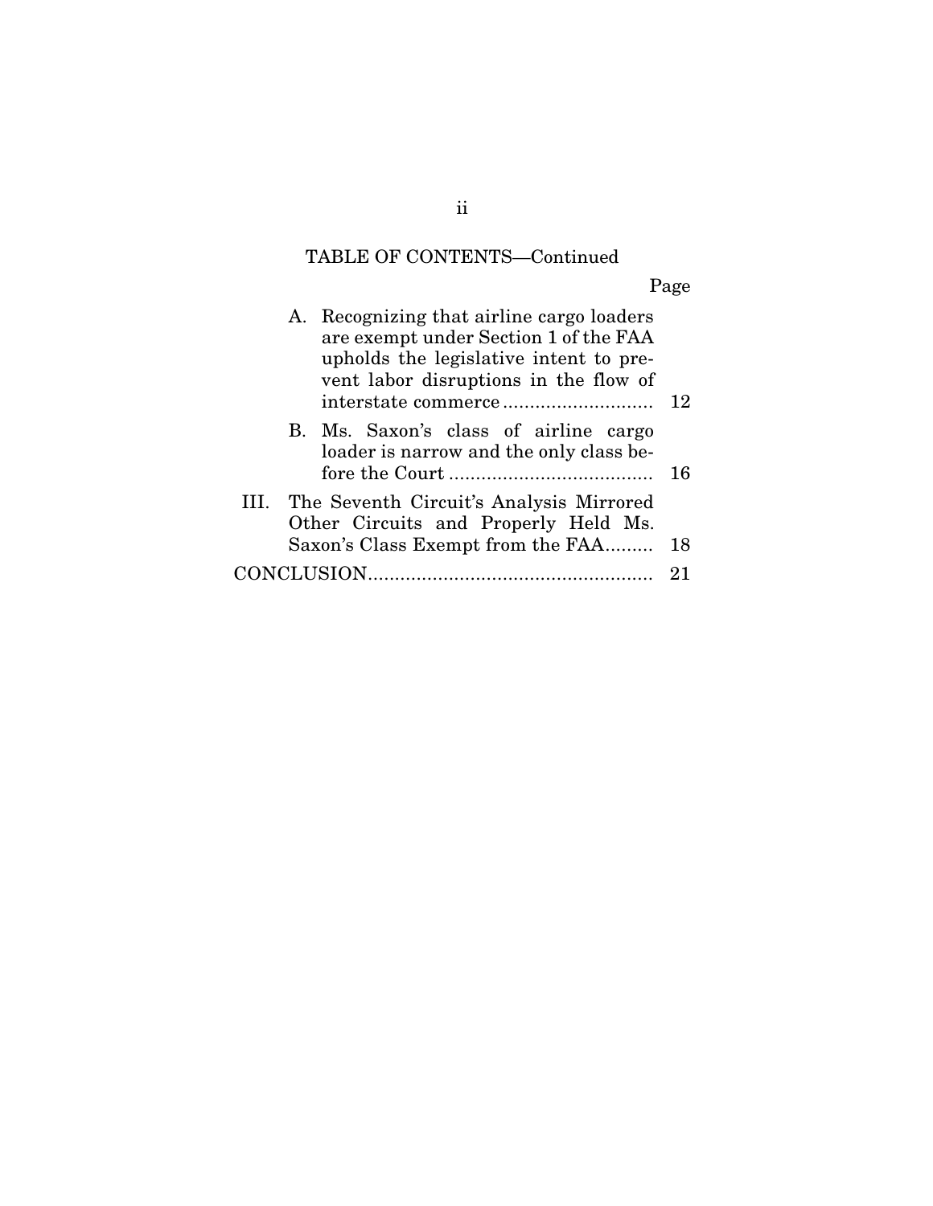## TABLE OF CONTENTS—Continued

| | Page |
|---|---|
| A. Recognizing that airline cargo loaders are exempt under Section 1 of the FAA upholds the legislative intent to prevent labor disruptions in the flow of interstate commerce | 12 |
| B. Ms. Saxon's class of airline cargo loader is narrow and the only class before the Court | 16 |
| III. The Seventh Circuit's Analysis Mirrored Other Circuits and Properly Held Ms. Saxon's Class Exempt from the FAA | 18 |
| CONCLUSION | 21 |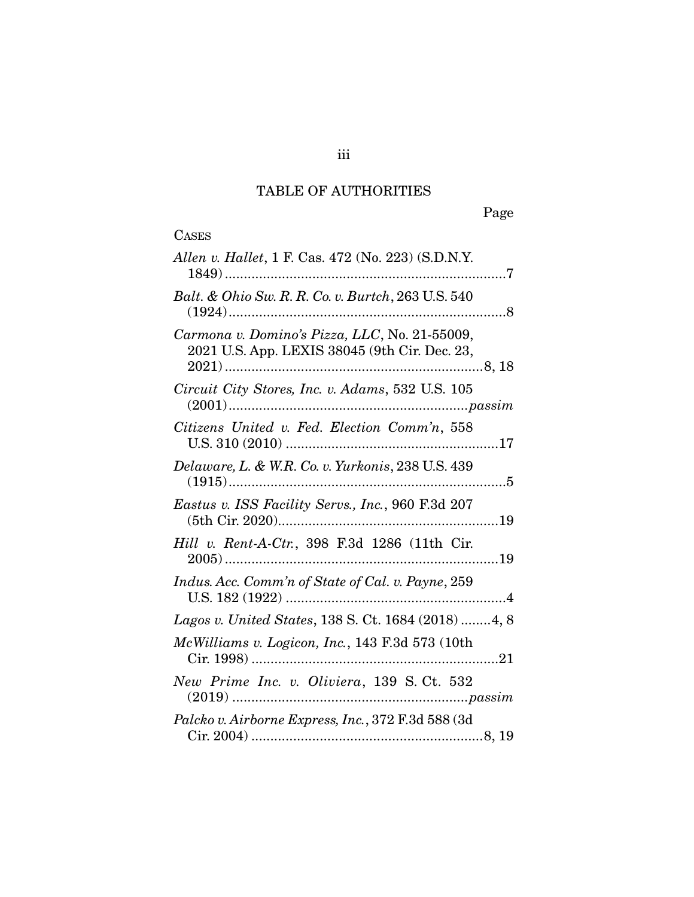# TABLE OF AUTHORITIES

Page

CASES

*Allen v. Hallet*, 1 F. Cas. 472 (No. 223) (S.D.N.Y. 1849) .......... 7

*Balt. & Ohio Sw. R. R. Co. v. Burtch*, 263 U.S. 540 (1924) .......... 8

*Carmona v. Domino's Pizza, LLC*, No. 21-55009, 2021 U.S. App. LEXIS 38045 (9th Cir. Dec. 23, 2021) .......... 8, 18

*Circuit City Stores, Inc. v. Adams*, 532 U.S. 105 (2001) .......... *passim*

*Citizens United v. Fed. Election Comm'n*, 558 U.S. 310 (2010) .......... 17

*Delaware, L. & W.R. Co. v. Yurkonis*, 238 U.S. 439 (1915) .......... 5

*Eastus v. ISS Facility Servs., Inc.*, 960 F.3d 207 (5th Cir. 2020) .......... 19

*Hill v. Rent-A-Ctr.*, 398 F.3d 1286 (11th Cir. 2005) .......... 19

*Indus. Acc. Comm'n of State of Cal. v. Payne*, 259 U.S. 182 (1922) .......... 4

*Lagos v. United States*, 138 S. Ct. 1684 (2018) .......... 4, 8

*McWilliams v. Logicon, Inc.*, 143 F.3d 573 (10th Cir. 1998) .......... 21

*New Prime Inc. v. Oliviera*, 139 S. Ct. 532 (2019) .......... *passim*

*Palcko v. Airborne Express, Inc.*, 372 F.3d 588 (3d Cir. 2004) .......... 8, 19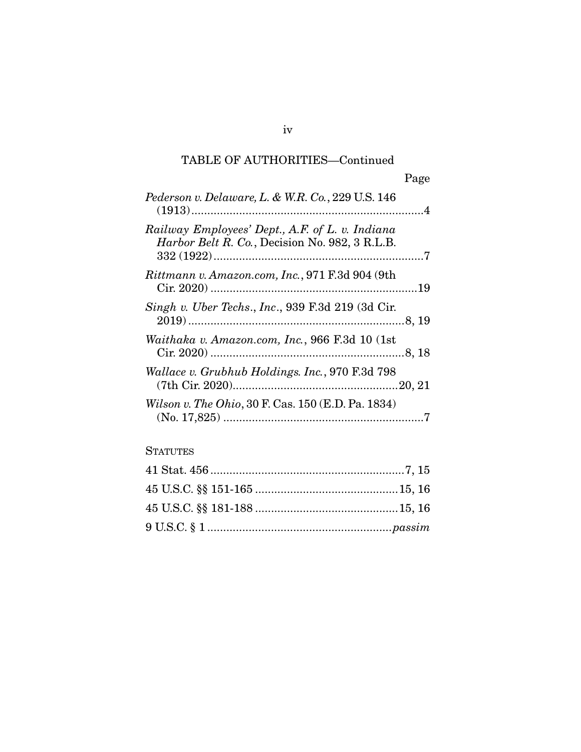## TABLE OF AUTHORITIES—Continued

| | Page |
|---|---|
| *Pederson v. Delaware, L. & W.R. Co.*, 229 U.S. 146 (1913) | 4 |
| *Railway Employees' Dept., A.F. of L. v. Indiana Harbor Belt R. Co.*, Decision No. 982, 3 R.L.B. 332 (1922) | 7 |
| *Rittmann v. Amazon.com, Inc.*, 971 F.3d 904 (9th Cir. 2020) | 19 |
| *Singh v. Uber Techs., Inc.*, 939 F.3d 219 (3d Cir. 2019) | 8, 19 |
| *Waithaka v. Amazon.com, Inc.*, 966 F.3d 10 (1st Cir. 2020) | 8, 18 |
| *Wallace v. Grubhub Holdings. Inc.*, 970 F.3d 798 (7th Cir. 2020) | 20, 21 |
| *Wilson v. The Ohio*, 30 F. Cas. 150 (E.D. Pa. 1834) (No. 17,825) | 7 |

### STATUTES

| | |
|---|---|
| 41 Stat. 456 | 7, 15 |
| 45 U.S.C. §§ 151-165 | 15, 16 |
| 45 U.S.C. §§ 181-188 | 15, 16 |
| 9 U.S.C. § 1 | *passim* |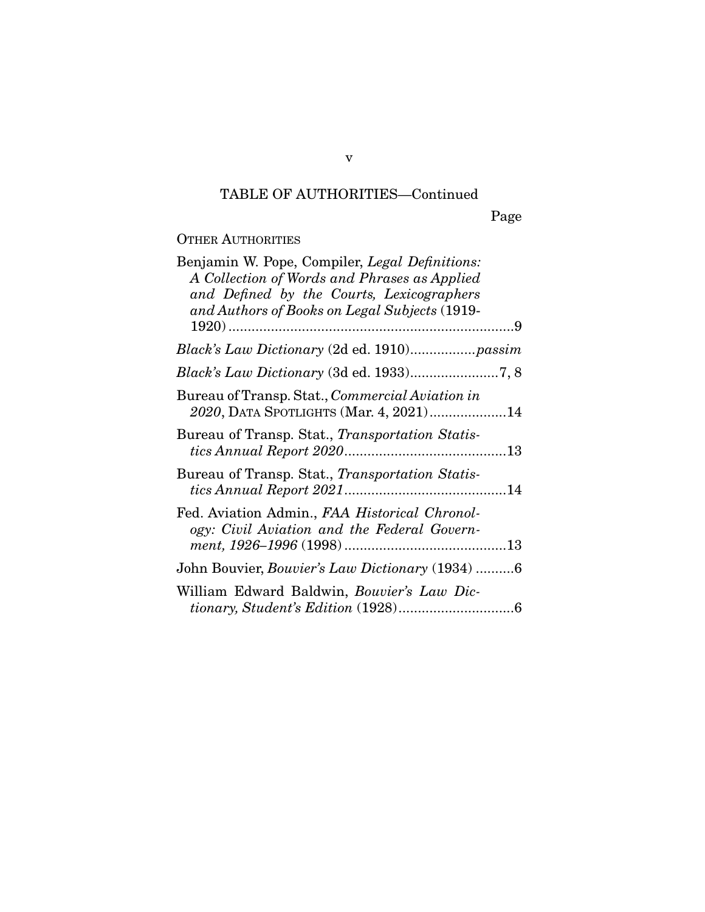TABLE OF AUTHORITIES—Continued

Page

OTHER AUTHORITIES

Benjamin W. Pope, Compiler, *Legal Definitions: A Collection of Words and Phrases as Applied and Defined by the Courts, Lexicographers and Authors of Books on Legal Subjects* (1919-1920) ......9

*Black's Law Dictionary* (2d ed. 1910) ......*passim*

*Black's Law Dictionary* (3d ed. 1933) ......7, 8

Bureau of Transp. Stat., *Commercial Aviation in 2020*, DATA SPOTLIGHTS (Mar. 4, 2021) ......14

Bureau of Transp. Stat., *Transportation Statistics Annual Report 2020* ......13

Bureau of Transp. Stat., *Transportation Statistics Annual Report 2021* ......14

Fed. Aviation Admin., *FAA Historical Chronology: Civil Aviation and the Federal Government, 1926–1996* (1998) ......13

John Bouvier, *Bouvier's Law Dictionary* (1934) ......6

William Edward Baldwin, *Bouvier's Law Dictionary, Student's Edition* (1928) ......6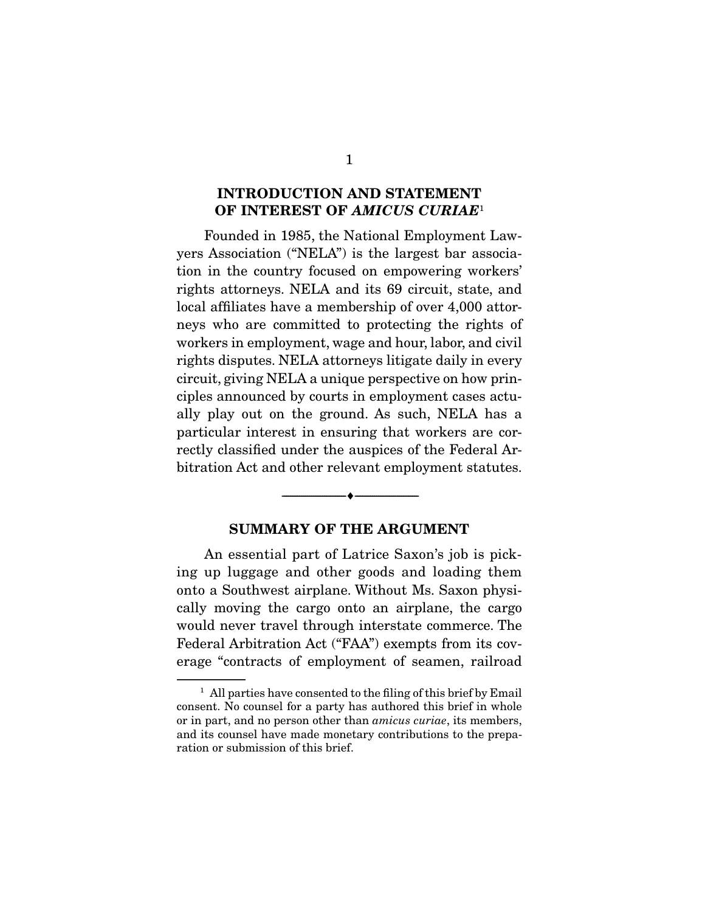## INTRODUCTION AND STATEMENT OF INTEREST OF *AMICUS CURIAE*[1]

Founded in 1985, the National Employment Lawyers Association ("NELA") is the largest bar association in the country focused on empowering workers' rights attorneys. NELA and its 69 circuit, state, and local affiliates have a membership of over 4,000 attorneys who are committed to protecting the rights of workers in employment, wage and hour, labor, and civil rights disputes. NELA attorneys litigate daily in every circuit, giving NELA a unique perspective on how principles announced by courts in employment cases actually play out on the ground. As such, NELA has a particular interest in ensuring that workers are correctly classified under the auspices of the Federal Arbitration Act and other relevant employment statutes.

---

## SUMMARY OF THE ARGUMENT

An essential part of Latrice Saxon's job is picking up luggage and other goods and loading them onto a Southwest airplane. Without Ms. Saxon physically moving the cargo onto an airplane, the cargo would never travel through interstate commerce. The Federal Arbitration Act ("FAA") exempts from its coverage "contracts of employment of seamen, railroad

---

[1] All parties have consented to the filing of this brief by Email consent. No counsel for a party has authored this brief in whole or in part, and no person other than *amicus curiae*, its members, and its counsel have made monetary contributions to the preparation or submission of this brief.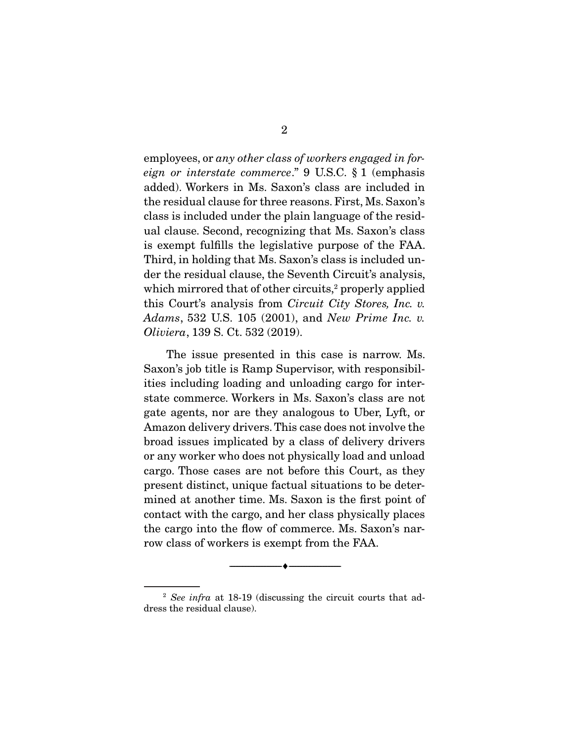employees, or *any other class of workers engaged in foreign or interstate commerce*." 9 U.S.C. § 1 (emphasis added). Workers in Ms. Saxon's class are included in the residual clause for three reasons. First, Ms. Saxon's class is included under the plain language of the residual clause. Second, recognizing that Ms. Saxon's class is exempt fulfills the legislative purpose of the FAA. Third, in holding that Ms. Saxon's class is included under the residual clause, the Seventh Circuit's analysis, which mirrored that of other circuits,[2] properly applied this Court's analysis from *Circuit City Stores, Inc. v. Adams*, 532 U.S. 105 (2001), and *New Prime Inc. v. Oliviera*, 139 S. Ct. 532 (2019).

The issue presented in this case is narrow. Ms. Saxon's job title is Ramp Supervisor, with responsibilities including loading and unloading cargo for interstate commerce. Workers in Ms. Saxon's class are not gate agents, nor are they analogous to Uber, Lyft, or Amazon delivery drivers. This case does not involve the broad issues implicated by a class of delivery drivers or any worker who does not physically load and unload cargo. Those cases are not before this Court, as they present distinct, unique factual situations to be determined at another time. Ms. Saxon is the first point of contact with the cargo, and her class physically places the cargo into the flow of commerce. Ms. Saxon's narrow class of workers is exempt from the FAA.

---

[2] *See infra* at 18-19 (discussing the circuit courts that address the residual clause).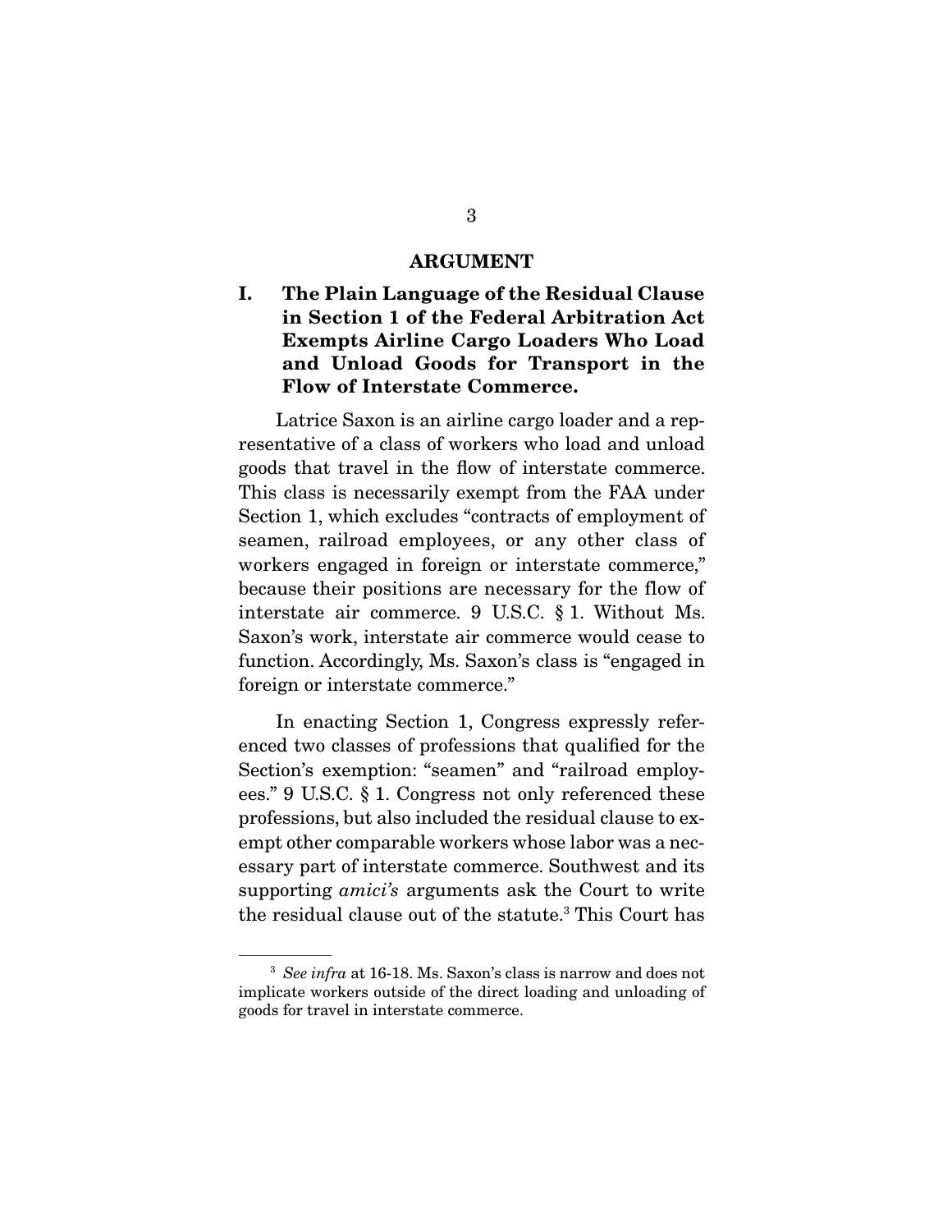## ARGUMENT

### I. The Plain Language of the Residual Clause in Section 1 of the Federal Arbitration Act Exempts Airline Cargo Loaders Who Load and Unload Goods for Transport in the Flow of Interstate Commerce.

Latrice Saxon is an airline cargo loader and a representative of a class of workers who load and unload goods that travel in the flow of interstate commerce. This class is necessarily exempt from the FAA under Section 1, which excludes "contracts of employment of seamen, railroad employees, or any other class of workers engaged in foreign or interstate commerce," because their positions are necessary for the flow of interstate air commerce. 9 U.S.C. § 1. Without Ms. Saxon's work, interstate air commerce would cease to function. Accordingly, Ms. Saxon's class is "engaged in foreign or interstate commerce."

In enacting Section 1, Congress expressly referenced two classes of professions that qualified for the Section's exemption: "seamen" and "railroad employees." 9 U.S.C. § 1. Congress not only referenced these professions, but also included the residual clause to exempt other comparable workers whose labor was a necessary part of interstate commerce. Southwest and its supporting *amici's* arguments ask the Court to write the residual clause out of the statute.[3] This Court has

[3] *See infra* at 16-18. Ms. Saxon's class is narrow and does not implicate workers outside of the direct loading and unloading of goods for travel in interstate commerce.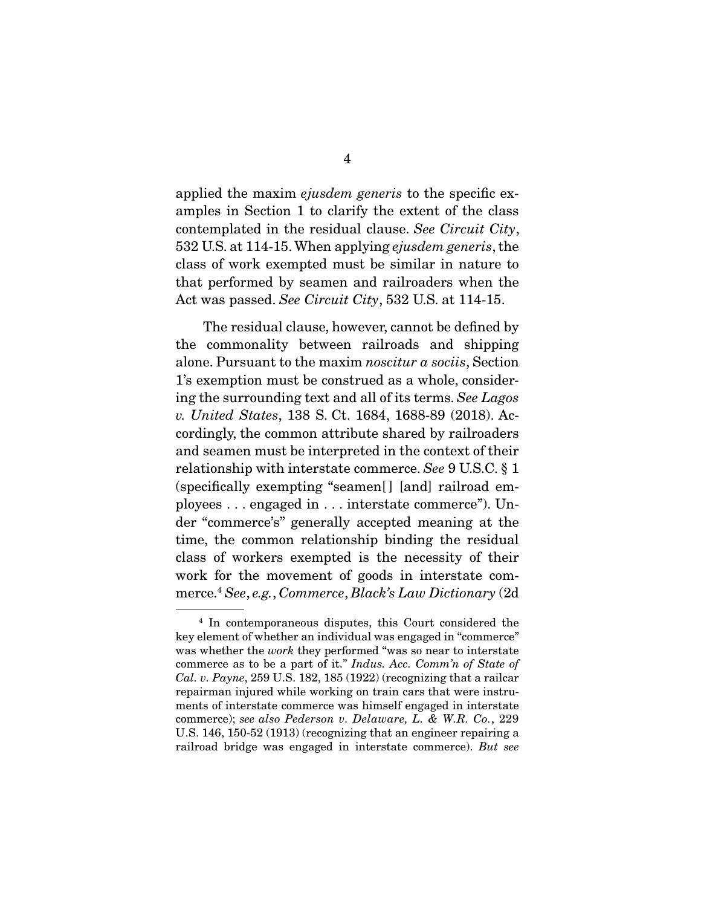applied the maxim *ejusdem generis* to the specific examples in Section 1 to clarify the extent of the class contemplated in the residual clause. *See Circuit City*, 532 U.S. at 114-15. When applying *ejusdem generis*, the class of work exempted must be similar in nature to that performed by seamen and railroaders when the Act was passed. *See Circuit City*, 532 U.S. at 114-15.

The residual clause, however, cannot be defined by the commonality between railroads and shipping alone. Pursuant to the maxim *noscitur a sociis*, Section 1's exemption must be construed as a whole, considering the surrounding text and all of its terms. *See Lagos v. United States*, 138 S. Ct. 1684, 1688-89 (2018). Accordingly, the common attribute shared by railroaders and seamen must be interpreted in the context of their relationship with interstate commerce. *See* 9 U.S.C. § 1 (specifically exempting "seamen[] [and] railroad employees . . . engaged in . . . interstate commerce"). Under "commerce's" generally accepted meaning at the time, the common relationship binding the residual class of workers exempted is the necessity of their work for the movement of goods in interstate commerce.[4] *See, e.g.*, *Commerce*, *Black's Law Dictionary* (2d

---

[4] In contemporaneous disputes, this Court considered the key element of whether an individual was engaged in "commerce" was whether the *work* they performed "was so near to interstate commerce as to be a part of it." *Indus. Acc. Comm'n of State of Cal. v. Payne*, 259 U.S. 182, 185 (1922) (recognizing that a railcar repairman injured while working on train cars that were instruments of interstate commerce was himself engaged in interstate commerce); *see also Pederson v. Delaware, L. & W.R. Co.*, 229 U.S. 146, 150-52 (1913) (recognizing that an engineer repairing a railroad bridge was engaged in interstate commerce). *But see*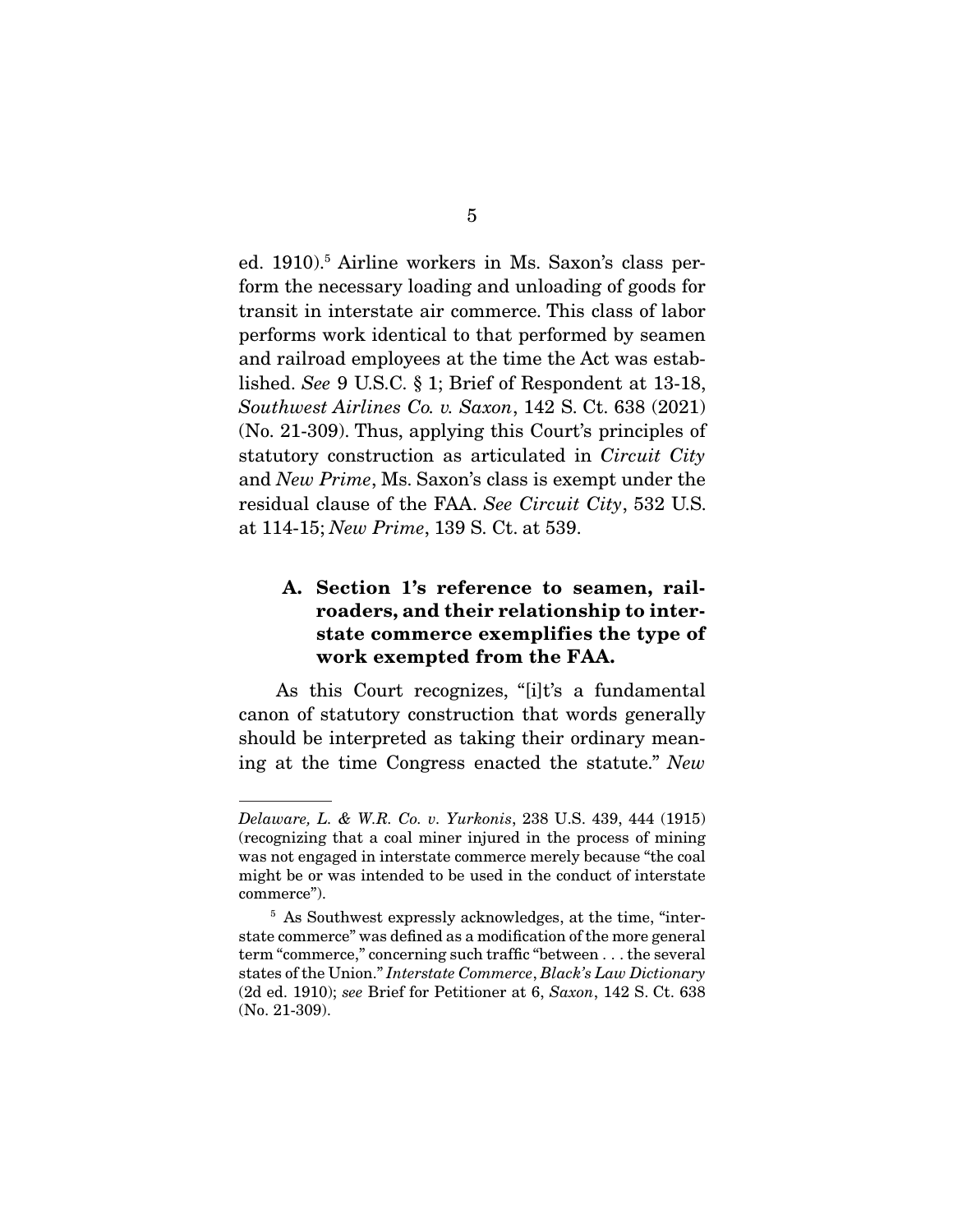ed. 1910).[5] Airline workers in Ms. Saxon's class perform the necessary loading and unloading of goods for transit in interstate air commerce. This class of labor performs work identical to that performed by seamen and railroad employees at the time the Act was established. *See* 9 U.S.C. § 1; Brief of Respondent at 13-18, *Southwest Airlines Co. v. Saxon*, 142 S. Ct. 638 (2021) (No. 21-309). Thus, applying this Court's principles of statutory construction as articulated in *Circuit City* and *New Prime*, Ms. Saxon's class is exempt under the residual clause of the FAA. *See Circuit City*, 532 U.S. at 114-15; *New Prime*, 139 S. Ct. at 539.

### A. Section 1's reference to seamen, railroaders, and their relationship to interstate commerce exemplifies the type of work exempted from the FAA.

As this Court recognizes, "[i]t's a fundamental canon of statutory construction that words generally should be interpreted as taking their ordinary meaning at the time Congress enacted the statute." *New*

---

*Delaware, L. & W.R. Co. v. Yurkonis*, 238 U.S. 439, 444 (1915) (recognizing that a coal miner injured in the process of mining was not engaged in interstate commerce merely because "the coal might be or was intended to be used in the conduct of interstate commerce").

[5] As Southwest expressly acknowledges, at the time, "interstate commerce" was defined as a modification of the more general term "commerce," concerning such traffic "between . . . the several states of the Union." *Interstate Commerce*, *Black's Law Dictionary* (2d ed. 1910); *see* Brief for Petitioner at 6, *Saxon*, 142 S. Ct. 638 (No. 21-309).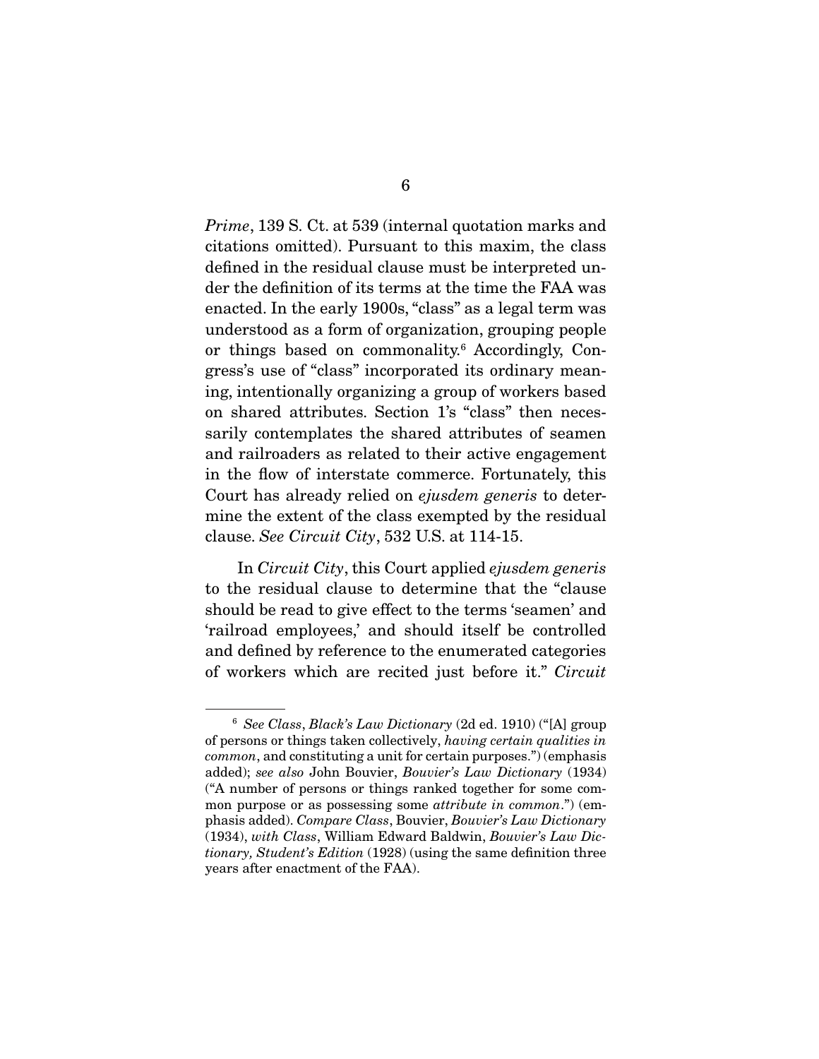*Prime*, 139 S. Ct. at 539 (internal quotation marks and citations omitted). Pursuant to this maxim, the class defined in the residual clause must be interpreted under the definition of its terms at the time the FAA was enacted. In the early 1900s, "class" as a legal term was understood as a form of organization, grouping people or things based on commonality.[6] Accordingly, Congress's use of "class" incorporated its ordinary meaning, intentionally organizing a group of workers based on shared attributes. Section 1's "class" then necessarily contemplates the shared attributes of seamen and railroaders as related to their active engagement in the flow of interstate commerce. Fortunately, this Court has already relied on *ejusdem generis* to determine the extent of the class exempted by the residual clause. *See Circuit City*, 532 U.S. at 114-15.

In *Circuit City*, this Court applied *ejusdem generis* to the residual clause to determine that the "clause should be read to give effect to the terms 'seamen' and 'railroad employees,' and should itself be controlled and defined by reference to the enumerated categories of workers which are recited just before it." *Circuit*

---

[6] *See Class*, *Black's Law Dictionary* (2d ed. 1910) ("[A] group of persons or things taken collectively, *having certain qualities in common*, and constituting a unit for certain purposes.") (emphasis added); *see also* John Bouvier, *Bouvier's Law Dictionary* (1934) ("A number of persons or things ranked together for some common purpose or as possessing some *attribute in common*.") (emphasis added). *Compare Class*, Bouvier, *Bouvier's Law Dictionary* (1934), *with Class*, William Edward Baldwin, *Bouvier's Law Dictionary, Student's Edition* (1928) (using the same definition three years after enactment of the FAA).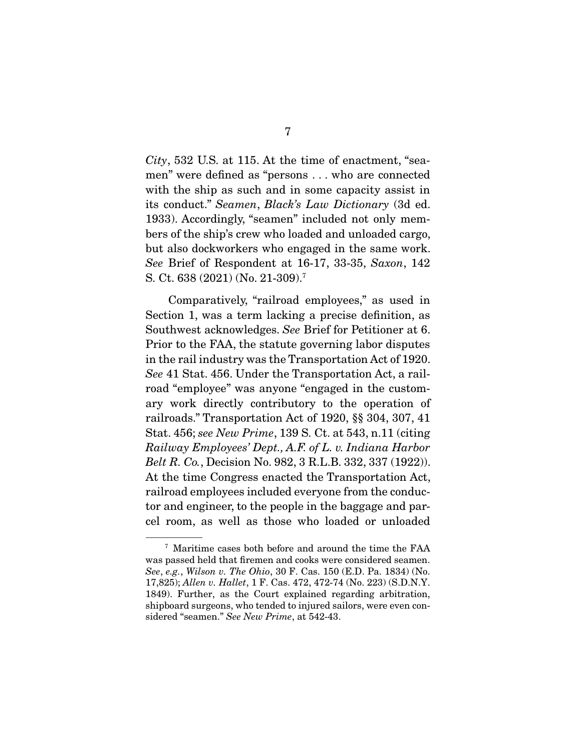*City*, 532 U.S. at 115. At the time of enactment, "seamen" were defined as "persons . . . who are connected with the ship as such and in some capacity assist in its conduct." *Seamen*, *Black's Law Dictionary* (3d ed. 1933). Accordingly, "seamen" included not only members of the ship's crew who loaded and unloaded cargo, but also dockworkers who engaged in the same work. *See* Brief of Respondent at 16-17, 33-35, *Saxon*, 142 S. Ct. 638 (2021) (No. 21-309).[7]

Comparatively, "railroad employees," as used in Section 1, was a term lacking a precise definition, as Southwest acknowledges. *See* Brief for Petitioner at 6. Prior to the FAA, the statute governing labor disputes in the rail industry was the Transportation Act of 1920. *See* 41 Stat. 456. Under the Transportation Act, a railroad "employee" was anyone "engaged in the customary work directly contributory to the operation of railroads." Transportation Act of 1920, §§ 304, 307, 41 Stat. 456; *see New Prime*, 139 S. Ct. at 543, n.11 (citing *Railway Employees' Dept., A.F. of L. v. Indiana Harbor Belt R. Co.*, Decision No. 982, 3 R.L.B. 332, 337 (1922)). At the time Congress enacted the Transportation Act, railroad employees included everyone from the conductor and engineer, to the people in the baggage and parcel room, as well as those who loaded or unloaded

---

[7] Maritime cases both before and around the time the FAA was passed held that firemen and cooks were considered seamen. *See*, *e.g.*, *Wilson v. The Ohio*, 30 F. Cas. 150 (E.D. Pa. 1834) (No. 17,825); *Allen v. Hallet*, 1 F. Cas. 472, 472-74 (No. 223) (S.D.N.Y. 1849). Further, as the Court explained regarding arbitration, shipboard surgeons, who tended to injured sailors, were even considered "seamen." *See New Prime*, at 542-43.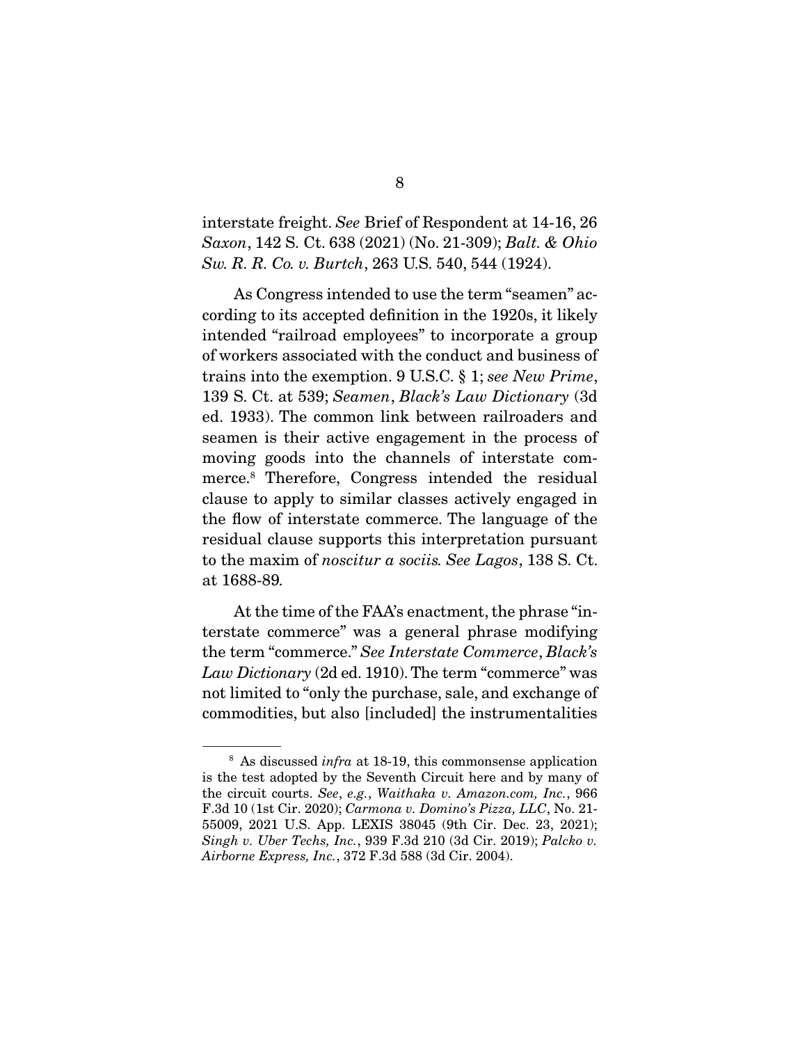interstate freight. *See* Brief of Respondent at 14-16, 26 *Saxon*, 142 S. Ct. 638 (2021) (No. 21-309); *Balt. & Ohio Sw. R. R. Co. v. Burtch*, 263 U.S. 540, 544 (1924).

As Congress intended to use the term "seamen" according to its accepted definition in the 1920s, it likely intended "railroad employees" to incorporate a group of workers associated with the conduct and business of trains into the exemption. 9 U.S.C. § 1; *see New Prime*, 139 S. Ct. at 539; *Seamen*, *Black's Law Dictionary* (3d ed. 1933). The common link between railroaders and seamen is their active engagement in the process of moving goods into the channels of interstate commerce.[8] Therefore, Congress intended the residual clause to apply to similar classes actively engaged in the flow of interstate commerce. The language of the residual clause supports this interpretation pursuant to the maxim of *noscitur a sociis. See Lagos*, 138 S. Ct. at 1688-89.

At the time of the FAA's enactment, the phrase "interstate commerce" was a general phrase modifying the term "commerce." *See Interstate Commerce*, *Black's Law Dictionary* (2d ed. 1910). The term "commerce" was not limited to "only the purchase, sale, and exchange of commodities, but also [included] the instrumentalities

---

[8] As discussed *infra* at 18-19, this commonsense application is the test adopted by the Seventh Circuit here and by many of the circuit courts. *See*, *e.g.*, *Waithaka v. Amazon.com, Inc.*, 966 F.3d 10 (1st Cir. 2020); *Carmona v. Domino's Pizza, LLC*, No. 21-55009, 2021 U.S. App. LEXIS 38045 (9th Cir. Dec. 23, 2021); *Singh v. Uber Techs, Inc.*, 939 F.3d 210 (3d Cir. 2019); *Palcko v. Airborne Express, Inc.*, 372 F.3d 588 (3d Cir. 2004).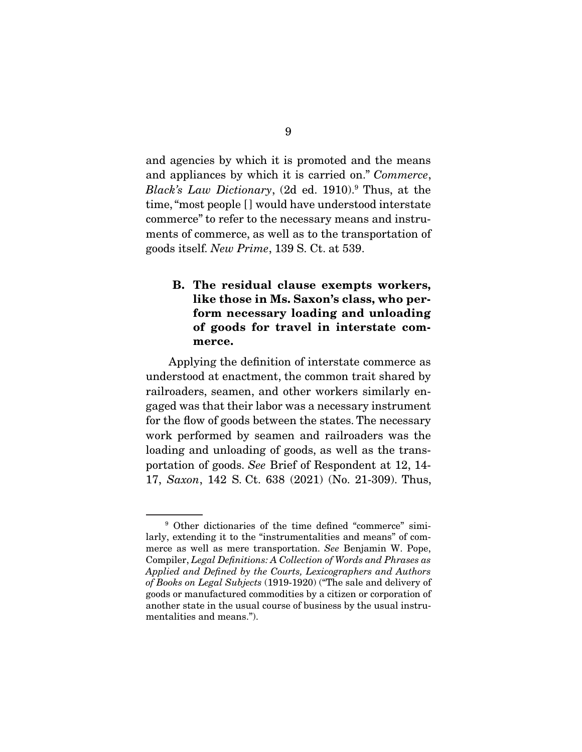and agencies by which it is promoted and the means and appliances by which it is carried on." *Commerce*, *Black's Law Dictionary*, (2d ed. 1910).[9] Thus, at the time, "most people [] would have understood interstate commerce" to refer to the necessary means and instruments of commerce, as well as to the transportation of goods itself. *New Prime*, 139 S. Ct. at 539.

### B. The residual clause exempts workers, like those in Ms. Saxon's class, who perform necessary loading and unloading of goods for travel in interstate commerce.

Applying the definition of interstate commerce as understood at enactment, the common trait shared by railroaders, seamen, and other workers similarly engaged was that their labor was a necessary instrument for the flow of goods between the states. The necessary work performed by seamen and railroaders was the loading and unloading of goods, as well as the transportation of goods. *See* Brief of Respondent at 12, 14-17, *Saxon*, 142 S. Ct. 638 (2021) (No. 21-309). Thus,

---

[9] Other dictionaries of the time defined "commerce" similarly, extending it to the "instrumentalities and means" of commerce as well as mere transportation. *See* Benjamin W. Pope, Compiler, *Legal Definitions: A Collection of Words and Phrases as Applied and Defined by the Courts, Lexicographers and Authors of Books on Legal Subjects* (1919-1920) ("The sale and delivery of goods or manufactured commodities by a citizen or corporation of another state in the usual course of business by the usual instrumentalities and means.").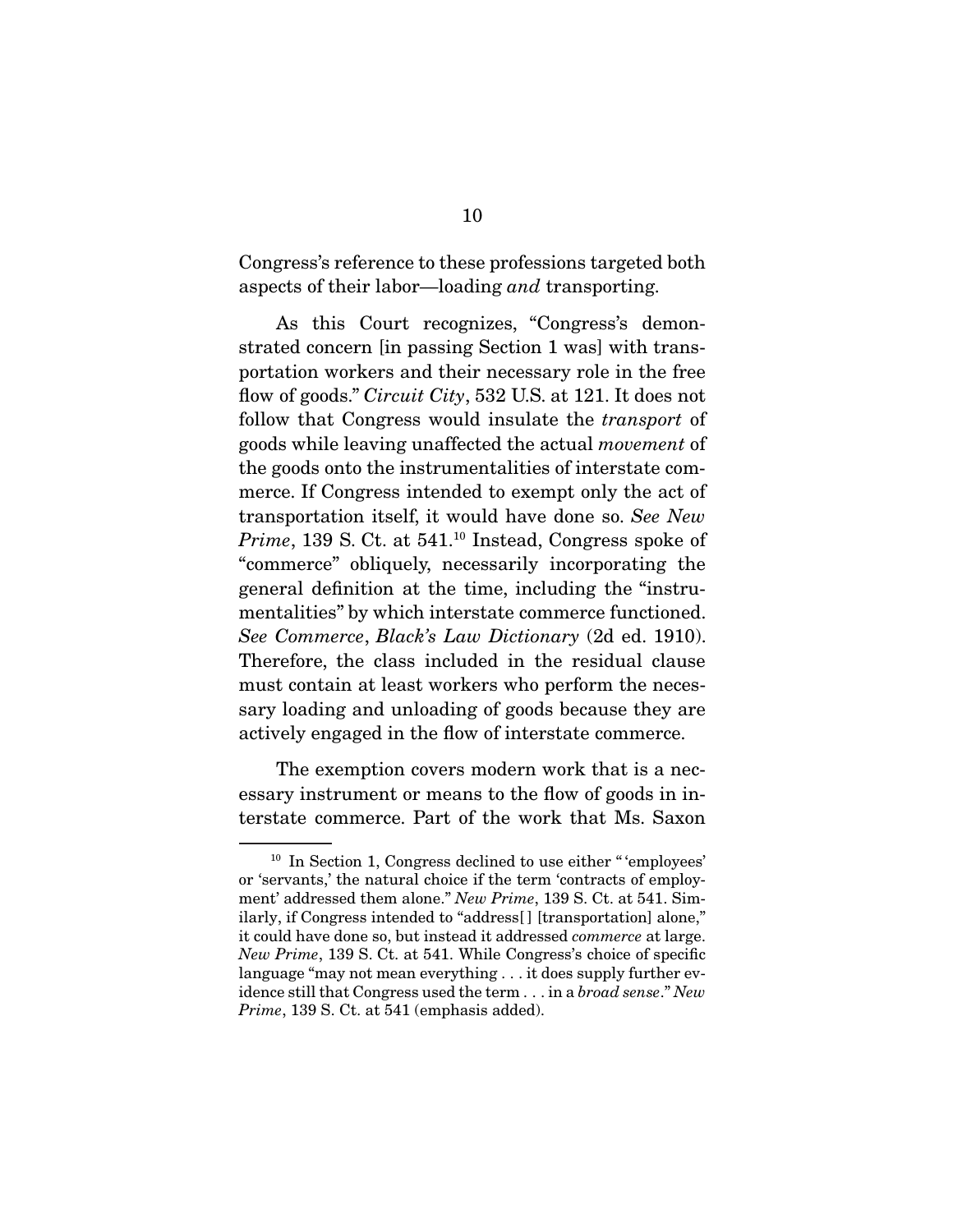Congress's reference to these professions targeted both aspects of their labor—loading *and* transporting.

As this Court recognizes, "Congress's demonstrated concern [in passing Section 1 was] with transportation workers and their necessary role in the free flow of goods." *Circuit City*, 532 U.S. at 121. It does not follow that Congress would insulate the *transport* of goods while leaving unaffected the actual *movement* of the goods onto the instrumentalities of interstate commerce. If Congress intended to exempt only the act of transportation itself, it would have done so. *See New Prime*, 139 S. Ct. at 541.[10] Instead, Congress spoke of "commerce" obliquely, necessarily incorporating the general definition at the time, including the "instrumentalities" by which interstate commerce functioned. *See Commerce*, *Black's Law Dictionary* (2d ed. 1910). Therefore, the class included in the residual clause must contain at least workers who perform the necessary loading and unloading of goods because they are actively engaged in the flow of interstate commerce.

The exemption covers modern work that is a necessary instrument or means to the flow of goods in interstate commerce. Part of the work that Ms. Saxon

---

[10] In Section 1, Congress declined to use either "'employees' or 'servants,' the natural choice if the term 'contracts of employment' addressed them alone." *New Prime*, 139 S. Ct. at 541. Similarly, if Congress intended to "address[ ] [transportation] alone," it could have done so, but instead it addressed *commerce* at large. *New Prime*, 139 S. Ct. at 541. While Congress's choice of specific language "may not mean everything . . . it does supply further evidence still that Congress used the term . . . in a *broad sense*." *New Prime*, 139 S. Ct. at 541 (emphasis added).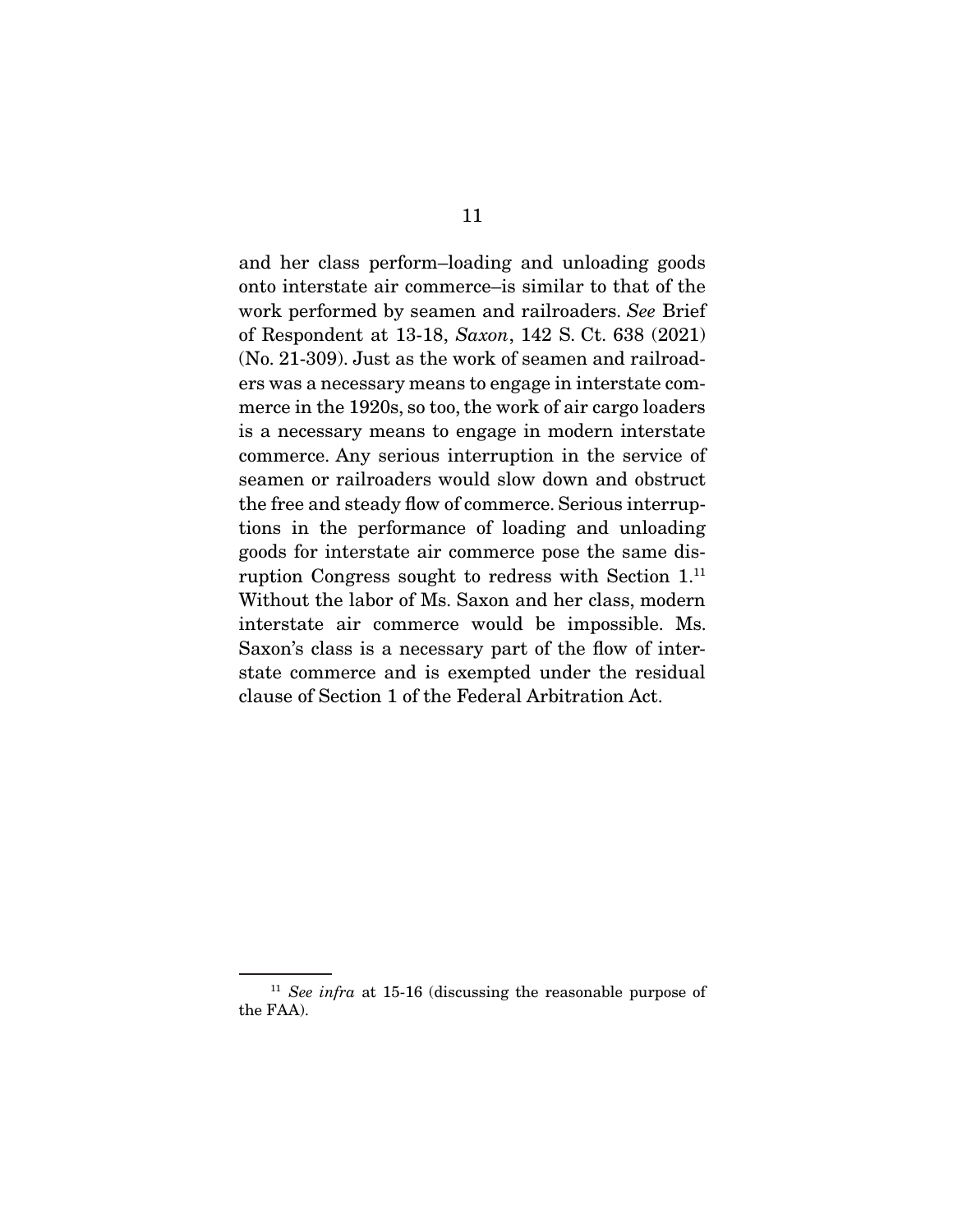and her class perform–loading and unloading goods onto interstate air commerce–is similar to that of the work performed by seamen and railroaders. *See* Brief of Respondent at 13-18, *Saxon*, 142 S. Ct. 638 (2021) (No. 21-309). Just as the work of seamen and railroaders was a necessary means to engage in interstate commerce in the 1920s, so too, the work of air cargo loaders is a necessary means to engage in modern interstate commerce. Any serious interruption in the service of seamen or railroaders would slow down and obstruct the free and steady flow of commerce. Serious interruptions in the performance of loading and unloading goods for interstate air commerce pose the same disruption Congress sought to redress with Section 1.[11] Without the labor of Ms. Saxon and her class, modern interstate air commerce would be impossible. Ms. Saxon's class is a necessary part of the flow of interstate commerce and is exempted under the residual clause of Section 1 of the Federal Arbitration Act.

[11] *See infra* at 15-16 (discussing the reasonable purpose of the FAA).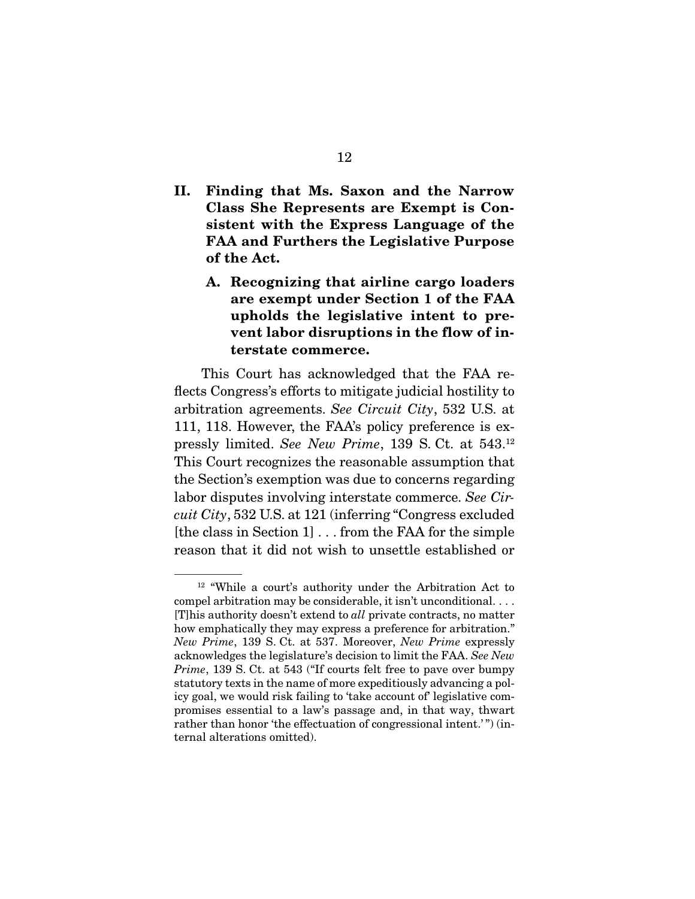## II. Finding that Ms. Saxon and the Narrow Class She Represents are Exempt is Consistent with the Express Language of the FAA and Furthers the Legislative Purpose of the Act.

### A. Recognizing that airline cargo loaders are exempt under Section 1 of the FAA upholds the legislative intent to prevent labor disruptions in the flow of interstate commerce.

This Court has acknowledged that the FAA reflects Congress's efforts to mitigate judicial hostility to arbitration agreements. *See Circuit City*, 532 U.S. at 111, 118. However, the FAA's policy preference is expressly limited. *See New Prime*, 139 S. Ct. at 543.[12] This Court recognizes the reasonable assumption that the Section's exemption was due to concerns regarding labor disputes involving interstate commerce. *See Circuit City*, 532 U.S. at 121 (inferring "Congress excluded [the class in Section 1] . . . from the FAA for the simple reason that it did not wish to unsettle established or

---

[12] "While a court's authority under the Arbitration Act to compel arbitration may be considerable, it isn't unconditional. . . . [T]his authority doesn't extend to *all* private contracts, no matter how emphatically they may express a preference for arbitration." *New Prime*, 139 S. Ct. at 537. Moreover, *New Prime* expressly acknowledges the legislature's decision to limit the FAA. *See New Prime*, 139 S. Ct. at 543 ("If courts felt free to pave over bumpy statutory texts in the name of more expeditiously advancing a policy goal, we would risk failing to 'take account of' legislative compromises essential to a law's passage and, in that way, thwart rather than honor 'the effectuation of congressional intent.'") (internal alterations omitted).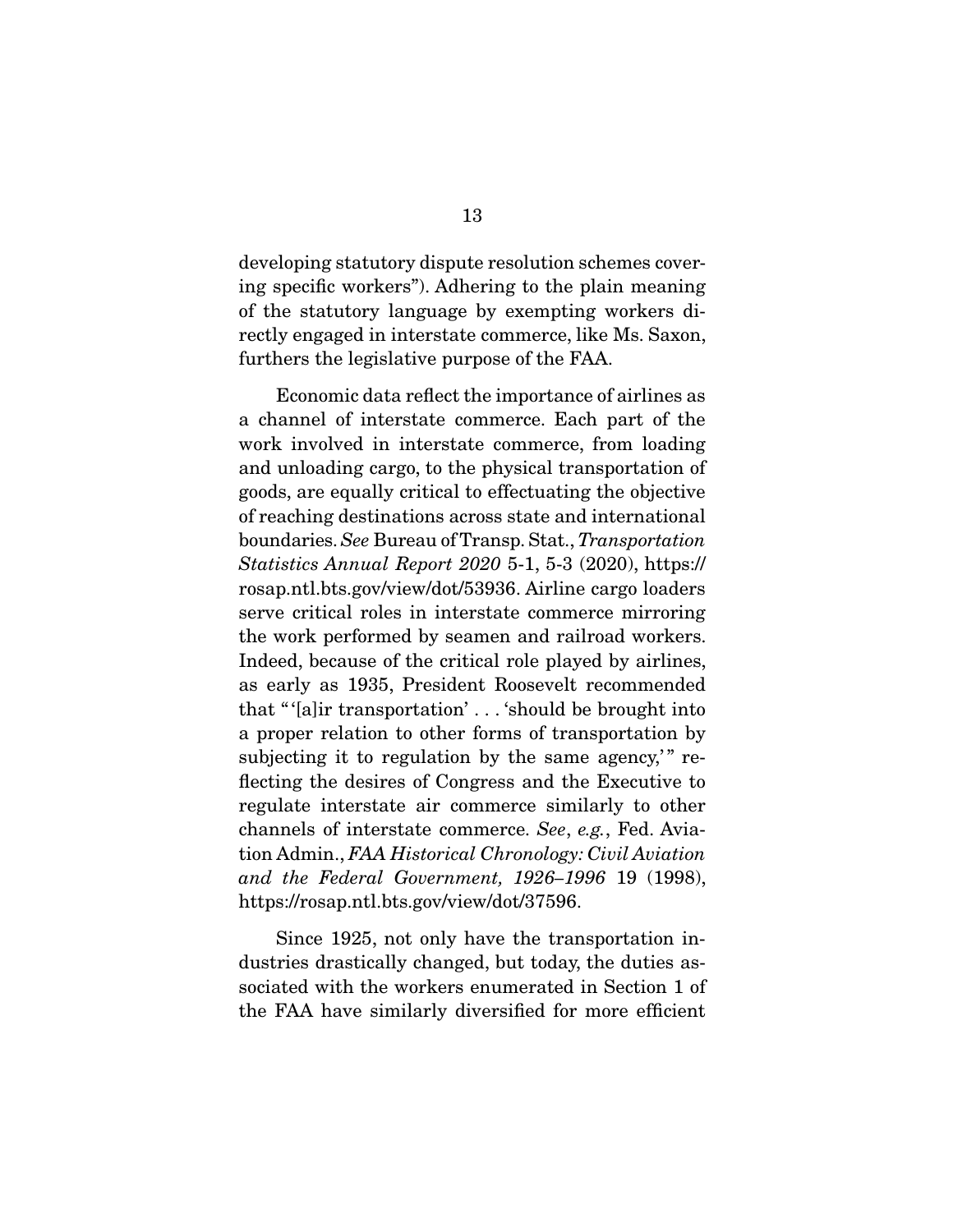developing statutory dispute resolution schemes covering specific workers"). Adhering to the plain meaning of the statutory language by exempting workers directly engaged in interstate commerce, like Ms. Saxon, furthers the legislative purpose of the FAA.

Economic data reflect the importance of airlines as a channel of interstate commerce. Each part of the work involved in interstate commerce, from loading and unloading cargo, to the physical transportation of goods, are equally critical to effectuating the objective of reaching destinations across state and international boundaries. *See* Bureau of Transp. Stat., *Transportation Statistics Annual Report 2020* 5-1, 5-3 (2020), https://rosap.ntl.bts.gov/view/dot/53936. Airline cargo loaders serve critical roles in interstate commerce mirroring the work performed by seamen and railroad workers. Indeed, because of the critical role played by airlines, as early as 1935, President Roosevelt recommended that "'[a]ir transportation' . . . 'should be brought into a proper relation to other forms of transportation by subjecting it to regulation by the same agency,'" reflecting the desires of Congress and the Executive to regulate interstate air commerce similarly to other channels of interstate commerce. *See*, *e.g.*, Fed. Aviation Admin., *FAA Historical Chronology: Civil Aviation and the Federal Government, 1926–1996* 19 (1998), https://rosap.ntl.bts.gov/view/dot/37596.

Since 1925, not only have the transportation industries drastically changed, but today, the duties associated with the workers enumerated in Section 1 of the FAA have similarly diversified for more efficient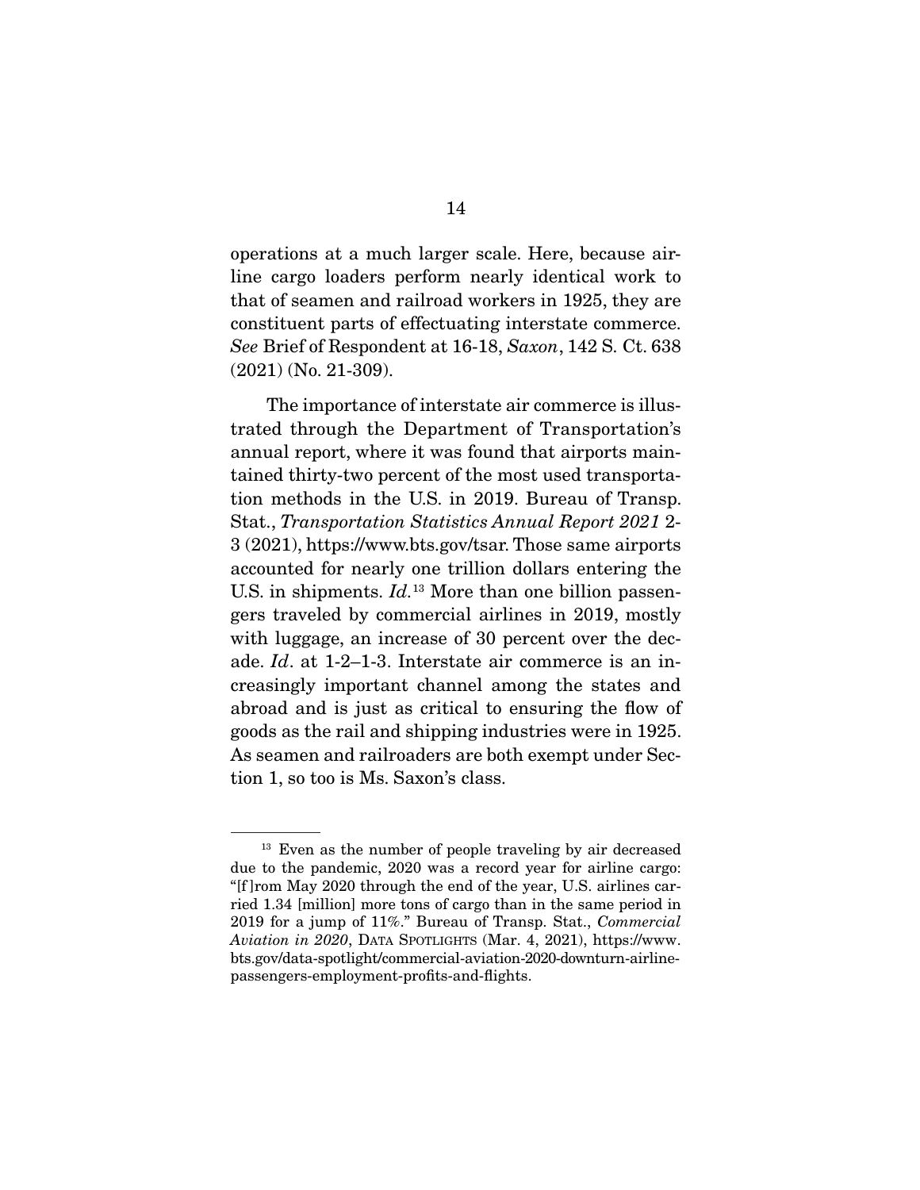operations at a much larger scale. Here, because airline cargo loaders perform nearly identical work to that of seamen and railroad workers in 1925, they are constituent parts of effectuating interstate commerce. *See* Brief of Respondent at 16-18, *Saxon*, 142 S. Ct. 638 (2021) (No. 21-309).

The importance of interstate air commerce is illustrated through the Department of Transportation's annual report, where it was found that airports maintained thirty-two percent of the most used transportation methods in the U.S. in 2019. Bureau of Transp. Stat., *Transportation Statistics Annual Report 2021* 2-3 (2021), https://www.bts.gov/tsar. Those same airports accounted for nearly one trillion dollars entering the U.S. in shipments. *Id.*[13] More than one billion passengers traveled by commercial airlines in 2019, mostly with luggage, an increase of 30 percent over the decade. *Id*. at 1-2–1-3. Interstate air commerce is an increasingly important channel among the states and abroad and is just as critical to ensuring the flow of goods as the rail and shipping industries were in 1925. As seamen and railroaders are both exempt under Section 1, so too is Ms. Saxon's class.

---

[13] Even as the number of people traveling by air decreased due to the pandemic, 2020 was a record year for airline cargo: "[f]rom May 2020 through the end of the year, U.S. airlines carried 1.34 [million] more tons of cargo than in the same period in 2019 for a jump of 11%." Bureau of Transp. Stat., *Commercial Aviation in 2020*, DATA SPOTLIGHTS (Mar. 4, 2021), https://www.bts.gov/data-spotlight/commercial-aviation-2020-downturn-airline-passengers-employment-profits-and-flights.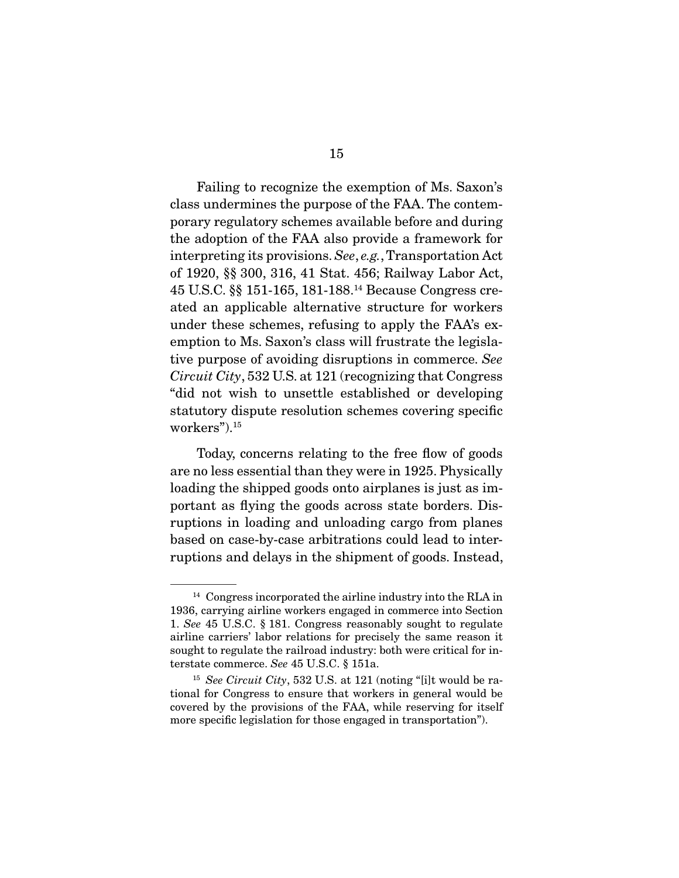Failing to recognize the exemption of Ms. Saxon's class undermines the purpose of the FAA. The contemporary regulatory schemes available before and during the adoption of the FAA also provide a framework for interpreting its provisions. *See*, *e.g.*, Transportation Act of 1920, §§ 300, 316, 41 Stat. 456; Railway Labor Act, 45 U.S.C. §§ 151-165, 181-188.[14] Because Congress created an applicable alternative structure for workers under these schemes, refusing to apply the FAA's exemption to Ms. Saxon's class will frustrate the legislative purpose of avoiding disruptions in commerce. *See Circuit City*, 532 U.S. at 121 (recognizing that Congress "did not wish to unsettle established or developing statutory dispute resolution schemes covering specific workers").[15]

Today, concerns relating to the free flow of goods are no less essential than they were in 1925. Physically loading the shipped goods onto airplanes is just as important as flying the goods across state borders. Disruptions in loading and unloading cargo from planes based on case-by-case arbitrations could lead to interruptions and delays in the shipment of goods. Instead,

---

[14] Congress incorporated the airline industry into the RLA in 1936, carrying airline workers engaged in commerce into Section 1. *See* 45 U.S.C. § 181. Congress reasonably sought to regulate airline carriers' labor relations for precisely the same reason it sought to regulate the railroad industry: both were critical for interstate commerce. *See* 45 U.S.C. § 151a.

[15] *See Circuit City*, 532 U.S. at 121 (noting "[i]t would be rational for Congress to ensure that workers in general would be covered by the provisions of the FAA, while reserving for itself more specific legislation for those engaged in transportation").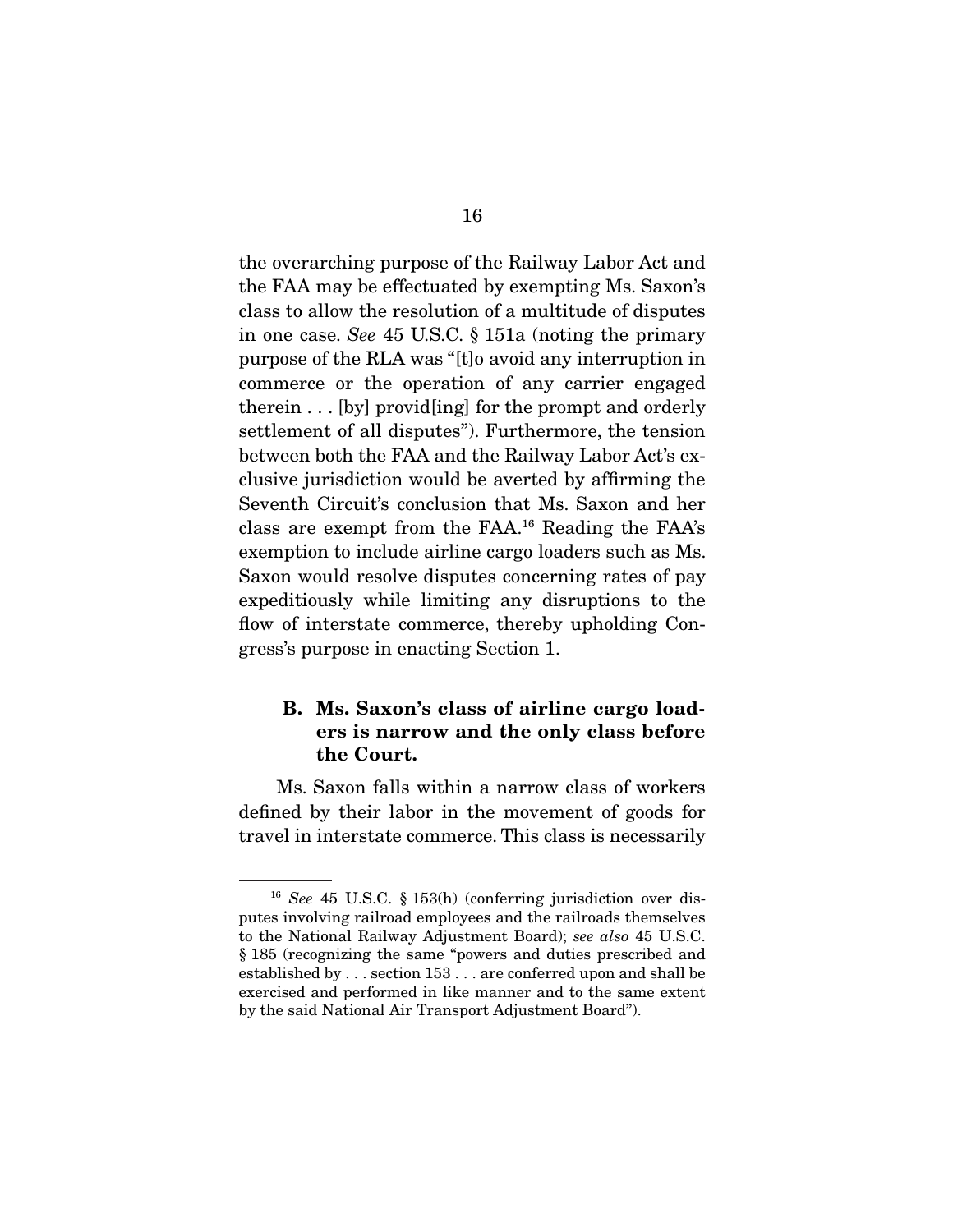the overarching purpose of the Railway Labor Act and the FAA may be effectuated by exempting Ms. Saxon's class to allow the resolution of a multitude of disputes in one case. *See* 45 U.S.C. § 151a (noting the primary purpose of the RLA was "[t]o avoid any interruption in commerce or the operation of any carrier engaged therein . . . [by] provid[ing] for the prompt and orderly settlement of all disputes"). Furthermore, the tension between both the FAA and the Railway Labor Act's exclusive jurisdiction would be averted by affirming the Seventh Circuit's conclusion that Ms. Saxon and her class are exempt from the FAA.[16] Reading the FAA's exemption to include airline cargo loaders such as Ms. Saxon would resolve disputes concerning rates of pay expeditiously while limiting any disruptions to the flow of interstate commerce, thereby upholding Congress's purpose in enacting Section 1.

### B. Ms. Saxon's class of airline cargo loaders is narrow and the only class before the Court.

Ms. Saxon falls within a narrow class of workers defined by their labor in the movement of goods for travel in interstate commerce. This class is necessarily

---

[16] *See* 45 U.S.C. § 153(h) (conferring jurisdiction over disputes involving railroad employees and the railroads themselves to the National Railway Adjustment Board); *see also* 45 U.S.C. § 185 (recognizing the same "powers and duties prescribed and established by . . . section 153 . . . are conferred upon and shall be exercised and performed in like manner and to the same extent by the said National Air Transport Adjustment Board").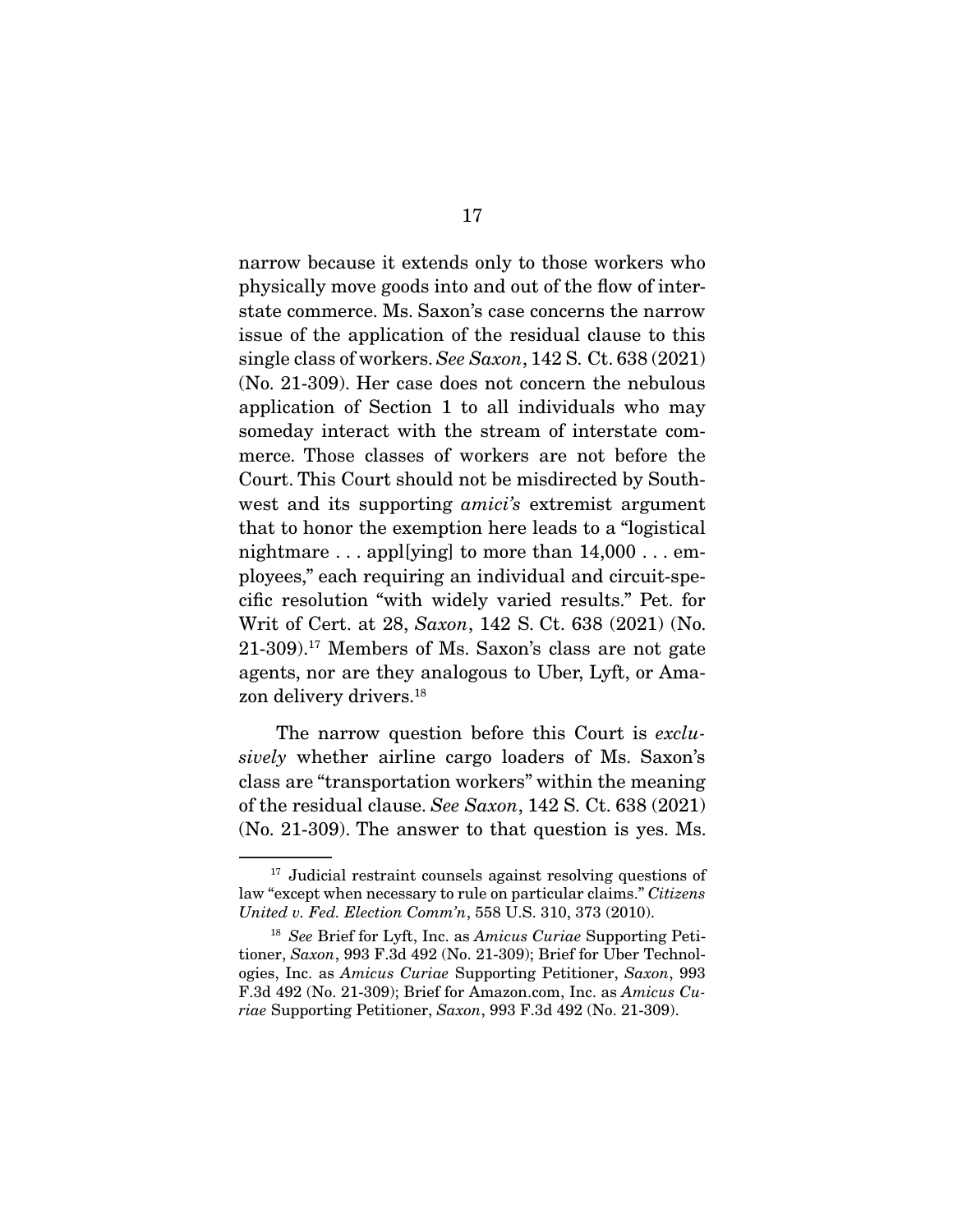narrow because it extends only to those workers who physically move goods into and out of the flow of interstate commerce. Ms. Saxon's case concerns the narrow issue of the application of the residual clause to this single class of workers. *See Saxon*, 142 S. Ct. 638 (2021) (No. 21-309). Her case does not concern the nebulous application of Section 1 to all individuals who may someday interact with the stream of interstate commerce. Those classes of workers are not before the Court. This Court should not be misdirected by Southwest and its supporting *amici's* extremist argument that to honor the exemption here leads to a "logistical nightmare . . . appl[ying] to more than 14,000 . . . employees," each requiring an individual and circuit-specific resolution "with widely varied results." Pet. for Writ of Cert. at 28, *Saxon*, 142 S. Ct. 638 (2021) (No. 21-309).[17] Members of Ms. Saxon's class are not gate agents, nor are they analogous to Uber, Lyft, or Amazon delivery drivers.[18]

The narrow question before this Court is *exclusively* whether airline cargo loaders of Ms. Saxon's class are "transportation workers" within the meaning of the residual clause. *See Saxon*, 142 S. Ct. 638 (2021) (No. 21-309). The answer to that question is yes. Ms.

---

[17] Judicial restraint counsels against resolving questions of law "except when necessary to rule on particular claims." *Citizens United v. Fed. Election Comm'n*, 558 U.S. 310, 373 (2010).

[18] *See* Brief for Lyft, Inc. as *Amicus Curiae* Supporting Petitioner, *Saxon*, 993 F.3d 492 (No. 21-309); Brief for Uber Technologies, Inc. as *Amicus Curiae* Supporting Petitioner, *Saxon*, 993 F.3d 492 (No. 21-309); Brief for Amazon.com, Inc. as *Amicus Curiae* Supporting Petitioner, *Saxon*, 993 F.3d 492 (No. 21-309).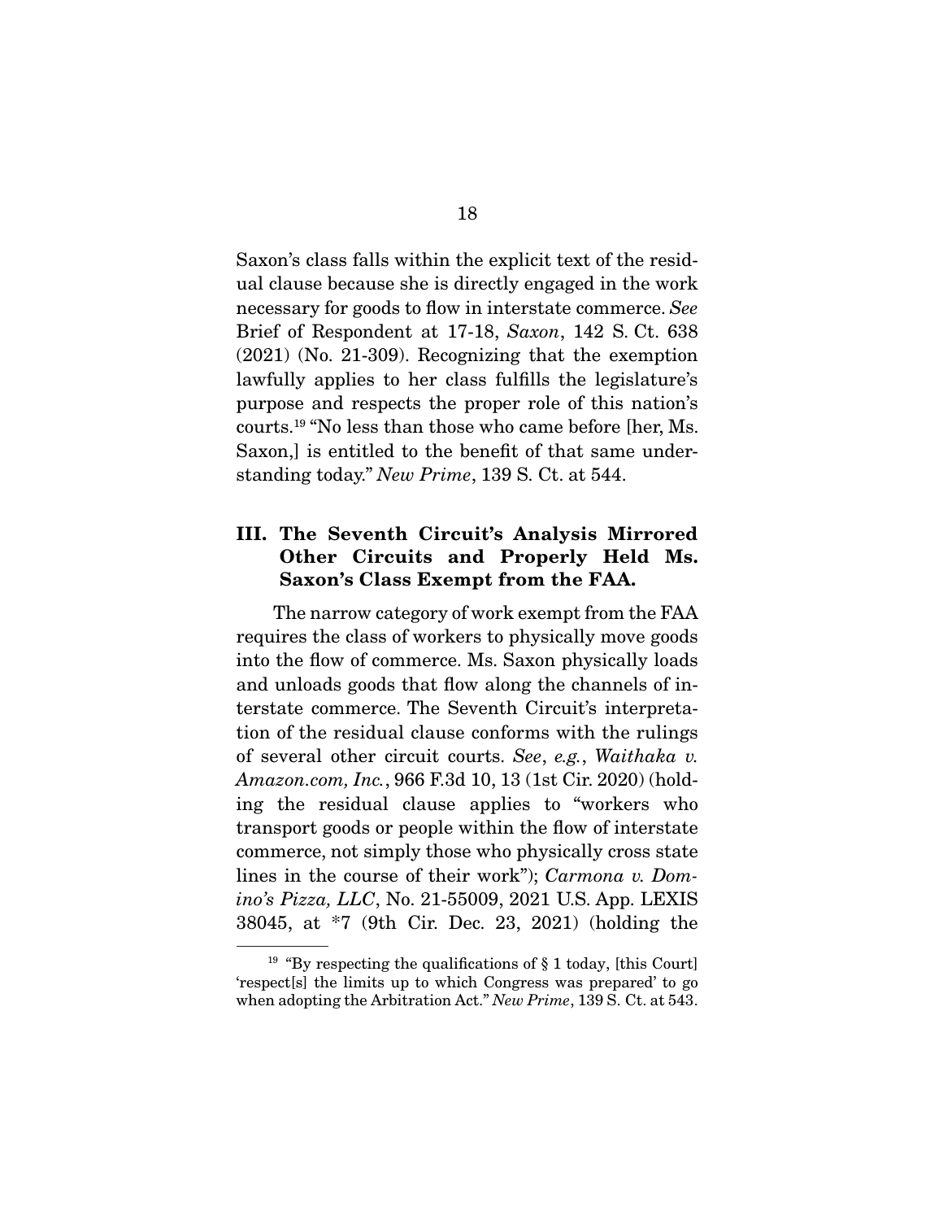Saxon's class falls within the explicit text of the residual clause because she is directly engaged in the work necessary for goods to flow in interstate commerce. *See* Brief of Respondent at 17-18, *Saxon*, 142 S. Ct. 638 (2021) (No. 21-309). Recognizing that the exemption lawfully applies to her class fulfills the legislature's purpose and respects the proper role of this nation's courts.[19] "No less than those who came before [her, Ms. Saxon,] is entitled to the benefit of that same understanding today." *New Prime*, 139 S. Ct. at 544.

## III. The Seventh Circuit's Analysis Mirrored Other Circuits and Properly Held Ms. Saxon's Class Exempt from the FAA.

The narrow category of work exempt from the FAA requires the class of workers to physically move goods into the flow of commerce. Ms. Saxon physically loads and unloads goods that flow along the channels of interstate commerce. The Seventh Circuit's interpretation of the residual clause conforms with the rulings of several other circuit courts. *See*, *e.g.*, *Waithaka v. Amazon.com, Inc.*, 966 F.3d 10, 13 (1st Cir. 2020) (holding the residual clause applies to "workers who transport goods or people within the flow of interstate commerce, not simply those who physically cross state lines in the course of their work"); *Carmona v. Domino's Pizza, LLC*, No. 21-55009, 2021 U.S. App. LEXIS 38045, at *7 (9th Cir. Dec. 23, 2021) (holding the

---

[19] "By respecting the qualifications of § 1 today, [this Court] 'respect[s] the limits up to which Congress was prepared' to go when adopting the Arbitration Act." *New Prime*, 139 S. Ct. at 543.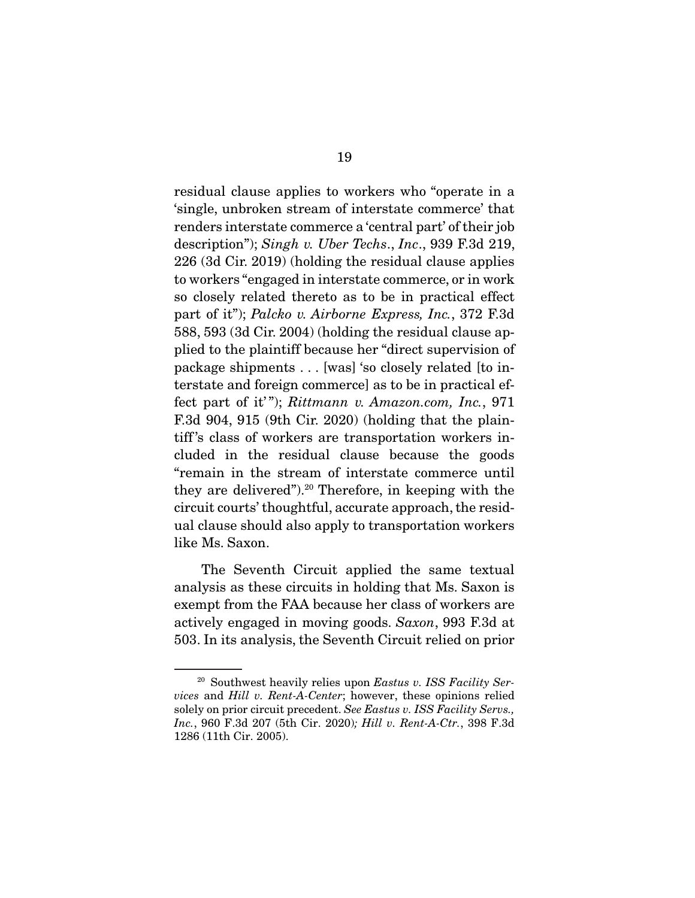residual clause applies to workers who "operate in a 'single, unbroken stream of interstate commerce' that renders interstate commerce a 'central part' of their job description"); *Singh v. Uber Techs., Inc.*, 939 F.3d 219, 226 (3d Cir. 2019) (holding the residual clause applies to workers "engaged in interstate commerce, or in work so closely related thereto as to be in practical effect part of it"); *Palcko v. Airborne Express, Inc.*, 372 F.3d 588, 593 (3d Cir. 2004) (holding the residual clause applied to the plaintiff because her "direct supervision of package shipments . . . [was] 'so closely related [to interstate and foreign commerce] as to be in practical effect part of it'"); *Rittmann v. Amazon.com, Inc.*, 971 F.3d 904, 915 (9th Cir. 2020) (holding that the plaintiff's class of workers are transportation workers included in the residual clause because the goods "remain in the stream of interstate commerce until they are delivered").[20] Therefore, in keeping with the circuit courts' thoughtful, accurate approach, the residual clause should also apply to transportation workers like Ms. Saxon.

The Seventh Circuit applied the same textual analysis as these circuits in holding that Ms. Saxon is exempt from the FAA because her class of workers are actively engaged in moving goods. *Saxon*, 993 F.3d at 503. In its analysis, the Seventh Circuit relied on prior

---

[20] Southwest heavily relies upon *Eastus v. ISS Facility Services* and *Hill v. Rent-A-Center*; however, these opinions relied solely on prior circuit precedent. *See Eastus v. ISS Facility Servs., Inc.*, 960 F.3d 207 (5th Cir. 2020)*; Hill v. Rent-A-Ctr.*, 398 F.3d 1286 (11th Cir. 2005).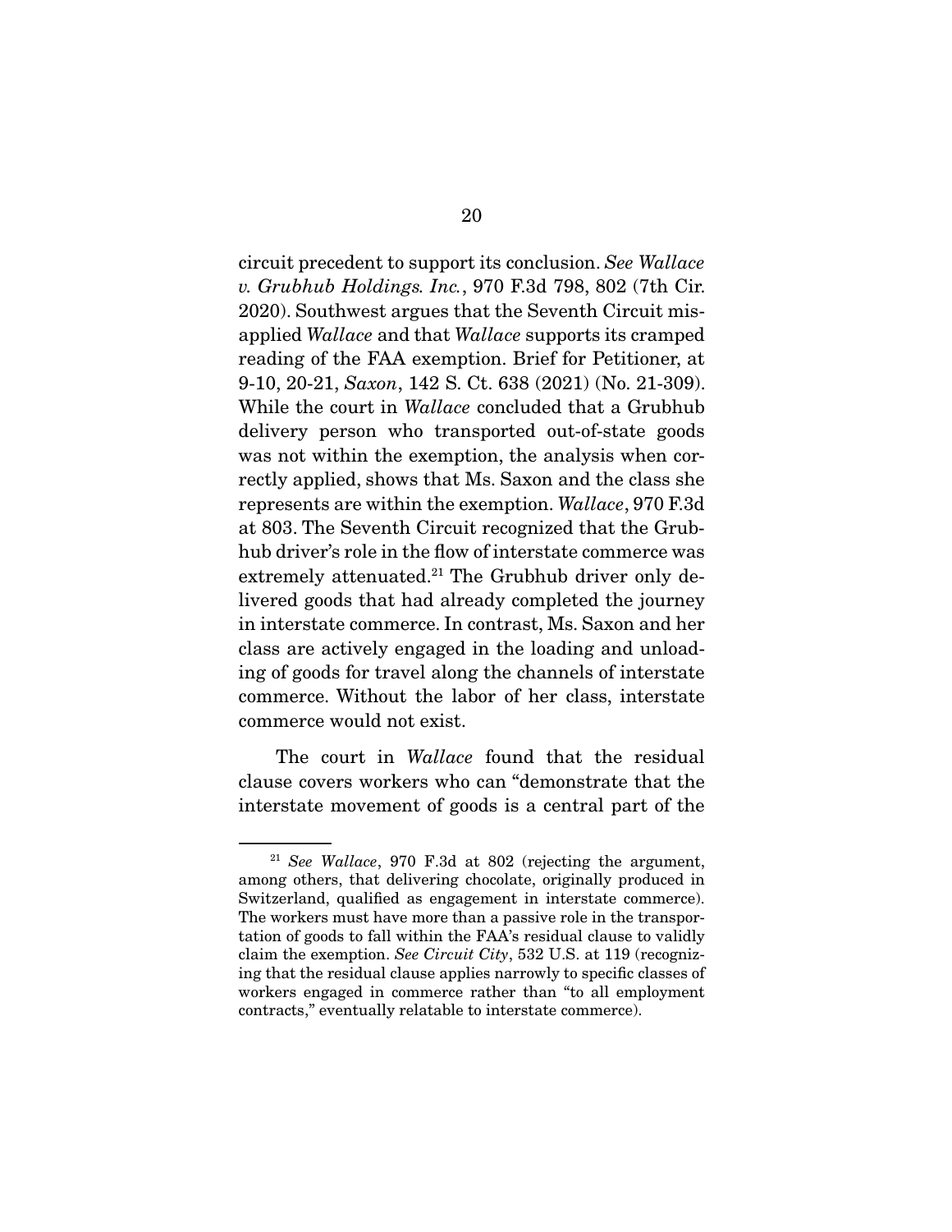circuit precedent to support its conclusion. *See Wallace v. Grubhub Holdings. Inc.*, 970 F.3d 798, 802 (7th Cir. 2020). Southwest argues that the Seventh Circuit misapplied *Wallace* and that *Wallace* supports its cramped reading of the FAA exemption. Brief for Petitioner, at 9-10, 20-21, *Saxon*, 142 S. Ct. 638 (2021) (No. 21-309). While the court in *Wallace* concluded that a Grubhub delivery person who transported out-of-state goods was not within the exemption, the analysis when correctly applied, shows that Ms. Saxon and the class she represents are within the exemption. *Wallace*, 970 F.3d at 803. The Seventh Circuit recognized that the Grubhub driver's role in the flow of interstate commerce was extremely attenuated.[21] The Grubhub driver only delivered goods that had already completed the journey in interstate commerce. In contrast, Ms. Saxon and her class are actively engaged in the loading and unloading of goods for travel along the channels of interstate commerce. Without the labor of her class, interstate commerce would not exist.

The court in *Wallace* found that the residual clause covers workers who can "demonstrate that the interstate movement of goods is a central part of the

---

[21] *See Wallace*, 970 F.3d at 802 (rejecting the argument, among others, that delivering chocolate, originally produced in Switzerland, qualified as engagement in interstate commerce). The workers must have more than a passive role in the transportation of goods to fall within the FAA's residual clause to validly claim the exemption. *See Circuit City*, 532 U.S. at 119 (recognizing that the residual clause applies narrowly to specific classes of workers engaged in commerce rather than "to all employment contracts," eventually relatable to interstate commerce).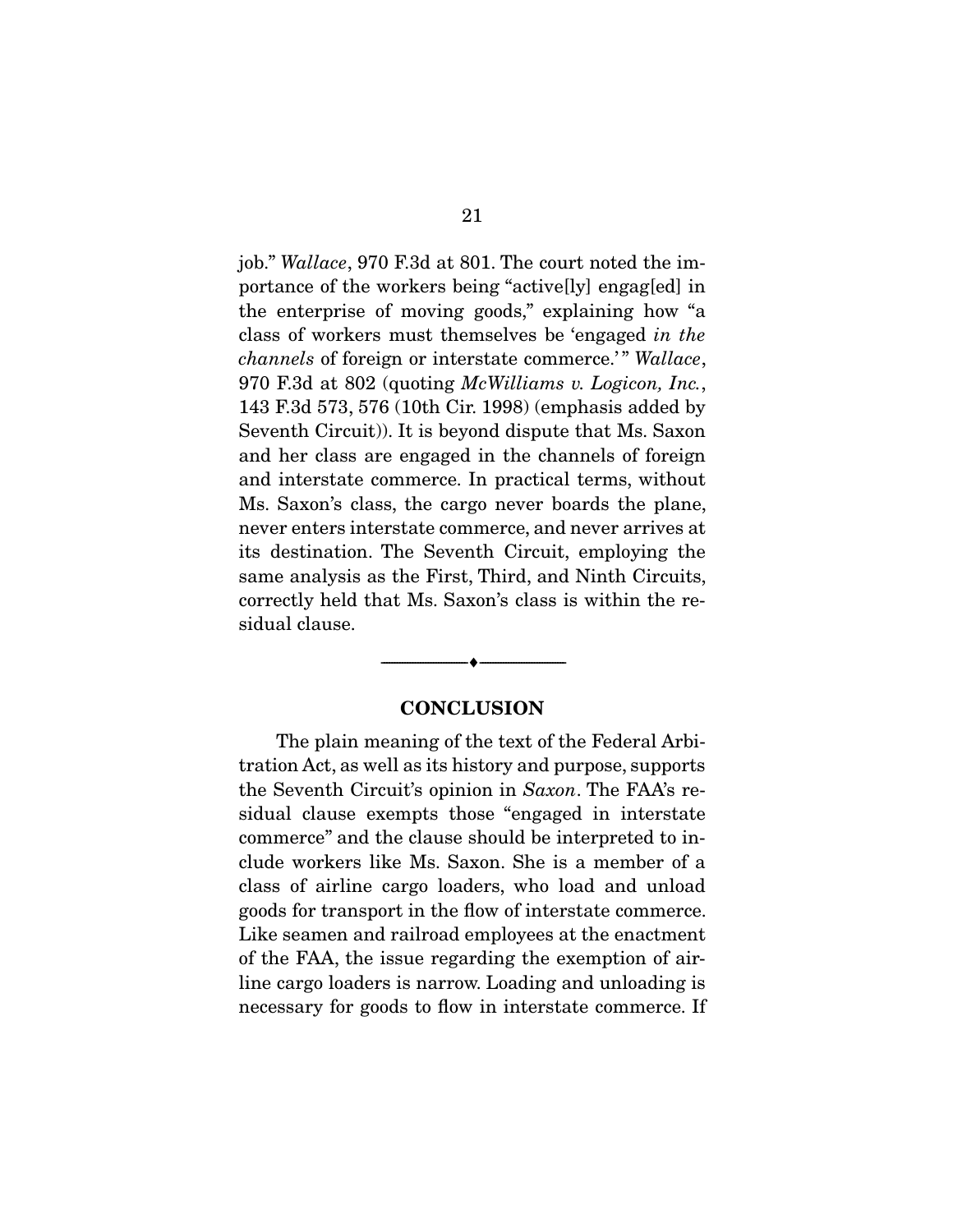job." *Wallace*, 970 F.3d at 801. The court noted the importance of the workers being "active[ly] engag[ed] in the enterprise of moving goods," explaining how "a class of workers must themselves be 'engaged *in the channels* of foreign or interstate commerce.'" *Wallace*, 970 F.3d at 802 (quoting *McWilliams v. Logicon, Inc.*, 143 F.3d 573, 576 (10th Cir. 1998) (emphasis added by Seventh Circuit)). It is beyond dispute that Ms. Saxon and her class are engaged in the channels of foreign and interstate commerce. In practical terms, without Ms. Saxon's class, the cargo never boards the plane, never enters interstate commerce, and never arrives at its destination. The Seventh Circuit, employing the same analysis as the First, Third, and Ninth Circuits, correctly held that Ms. Saxon's class is within the residual clause.

---

## CONCLUSION

The plain meaning of the text of the Federal Arbitration Act, as well as its history and purpose, supports the Seventh Circuit's opinion in *Saxon*. The FAA's residual clause exempts those "engaged in interstate commerce" and the clause should be interpreted to include workers like Ms. Saxon. She is a member of a class of airline cargo loaders, who load and unload goods for transport in the flow of interstate commerce. Like seamen and railroad employees at the enactment of the FAA, the issue regarding the exemption of airline cargo loaders is narrow. Loading and unloading is necessary for goods to flow in interstate commerce. If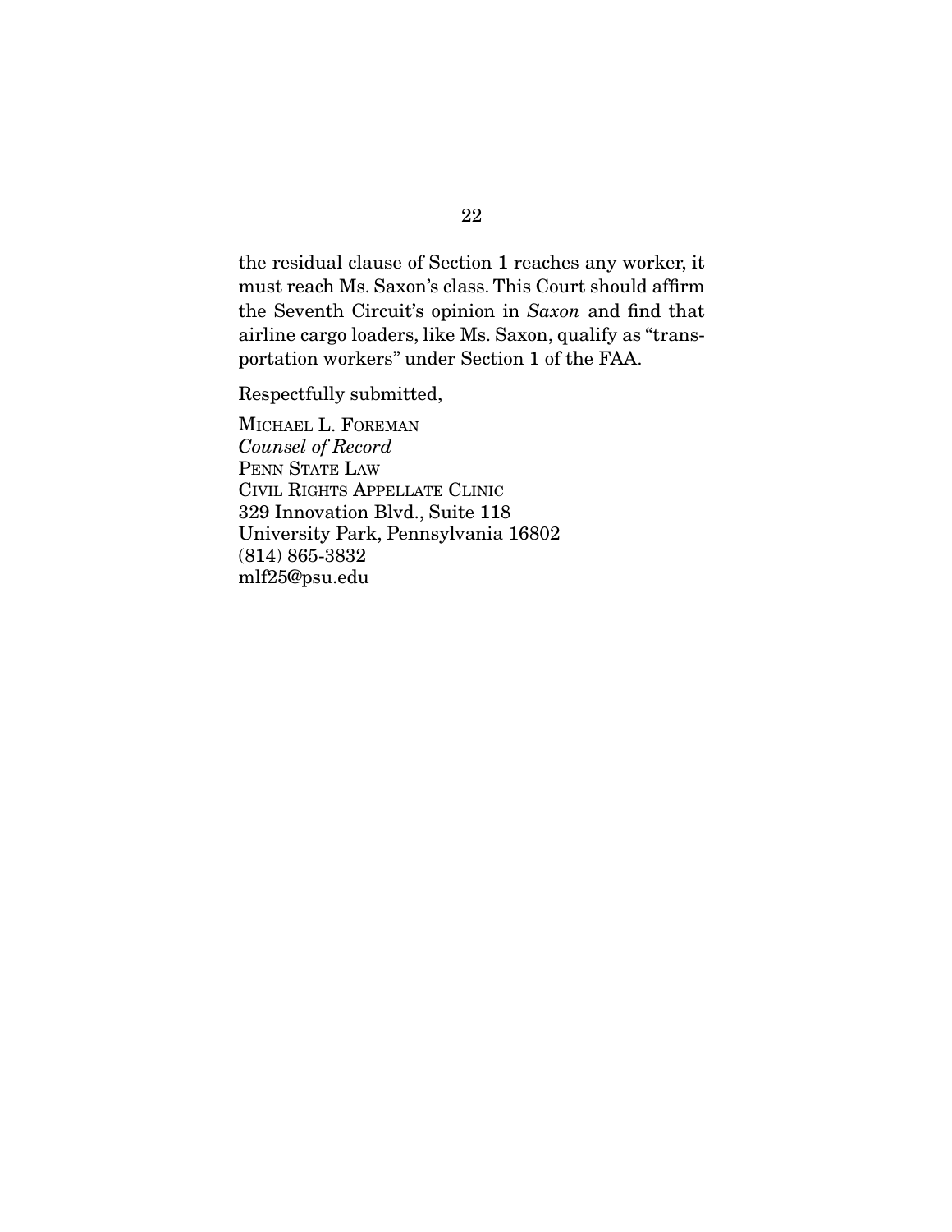the residual clause of Section 1 reaches any worker, it must reach Ms. Saxon's class. This Court should affirm the Seventh Circuit's opinion in *Saxon* and find that airline cargo loaders, like Ms. Saxon, qualify as "transportation workers" under Section 1 of the FAA.

Respectfully submitted,

MICHAEL L. FOREMAN
*Counsel of Record*
PENN STATE LAW
CIVIL RIGHTS APPELLATE CLINIC
329 Innovation Blvd., Suite 118
University Park, Pennsylvania 16802
(814) 865-3832
mlf25@psu.edu